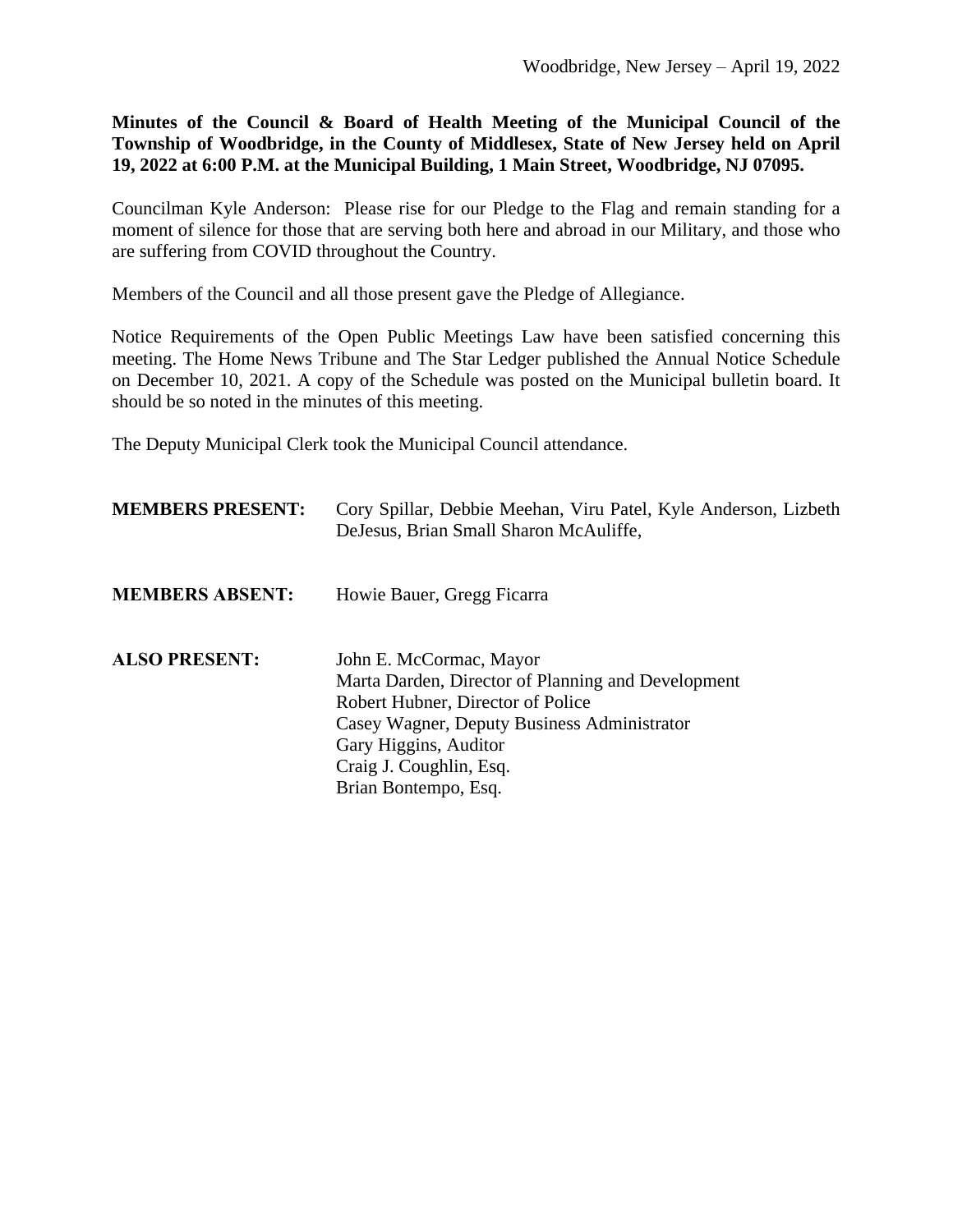Woodbridge, New Jersey – April 19, 2022

**Minutes of the Council & Board of Health Meeting of the Municipal Council of the Township of Woodbridge, in the County of Middlesex, State of New Jersey held on April 19, 2022 at 6:00 P.M. at the Municipal Building, 1 Main Street, Woodbridge, NJ 07095.**

Councilman Kyle Anderson: Please rise for our Pledge to the Flag and remain standing for a moment of silence for those that are serving both here and abroad in our Military, and those who are suffering from COVID throughout the Country.

Members of the Council and all those present gave the Pledge of Allegiance.

Notice Requirements of the Open Public Meetings Law have been satisfied concerning this meeting. The Home News Tribune and The Star Ledger published the Annual Notice Schedule on December 10, 2021. A copy of the Schedule was posted on the Municipal bulletin board. It should be so noted in the minutes of this meeting.

The Deputy Municipal Clerk took the Municipal Council attendance.

**MEMBERS PRESENT:** Cory Spillar, Debbie Meehan, Viru Patel, Kyle Anderson, Lizbeth DeJesus, Brian Small Sharon McAuliffe,

**MEMBERS ABSENT:** Howie Bauer, Gregg Ficarra

**ALSO PRESENT:**
John E. McCormac, Mayor
Marta Darden, Director of Planning and Development
Robert Hubner, Director of Police
Casey Wagner, Deputy Business Administrator
Gary Higgins, Auditor
Craig J. Coughlin, Esq.
Brian Bontempo, Esq.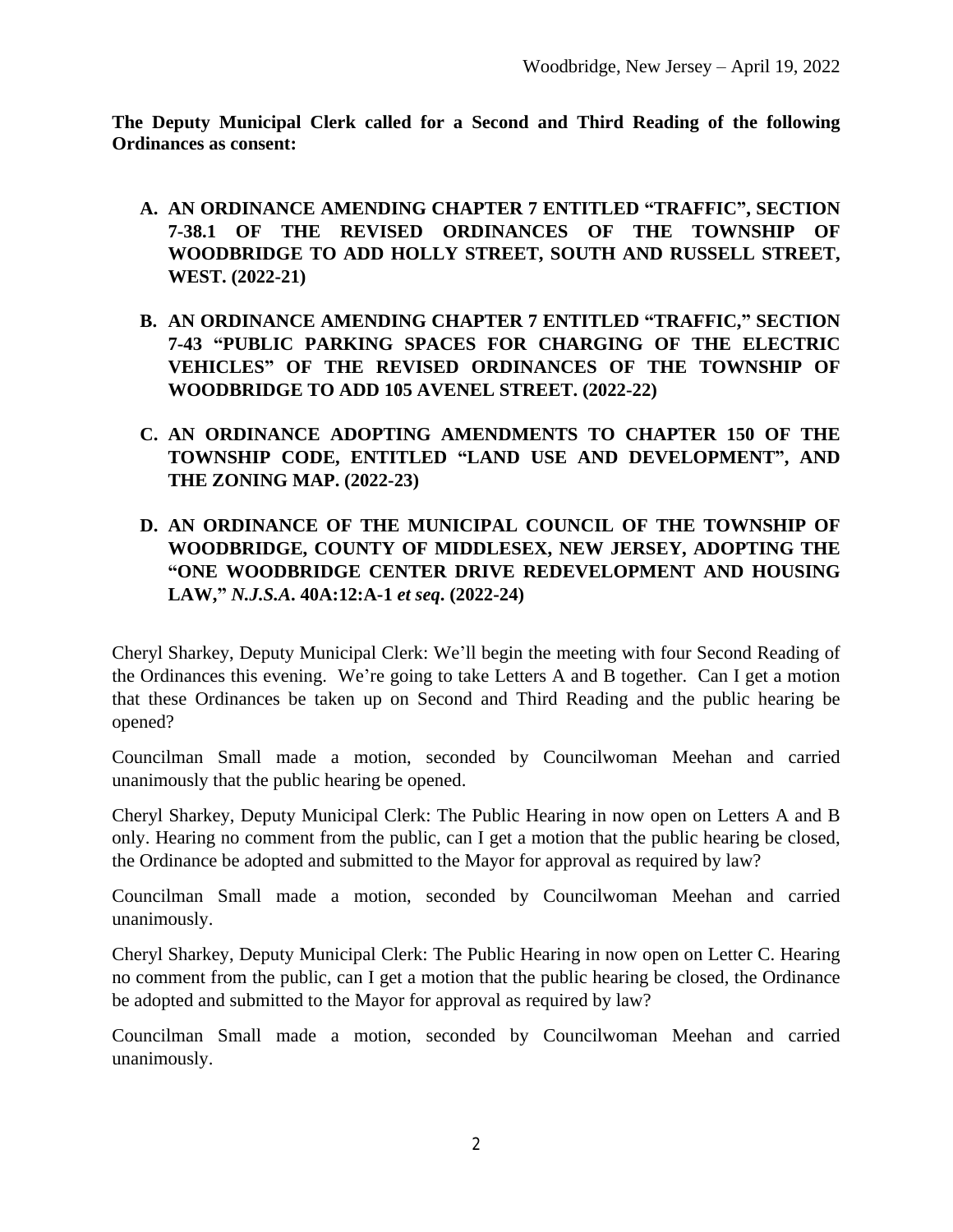**The Deputy Municipal Clerk called for a Second and Third Reading of the following Ordinances as consent:**

- **A. AN ORDINANCE AMENDING CHAPTER 7 ENTITLED "TRAFFIC", SECTION 7-38.1 OF THE REVISED ORDINANCES OF THE TOWNSHIP OF WOODBRIDGE TO ADD HOLLY STREET, SOUTH AND RUSSELL STREET, WEST. (2022-21)**

- **B. AN ORDINANCE AMENDING CHAPTER 7 ENTITLED "TRAFFIC," SECTION 7-43 "PUBLIC PARKING SPACES FOR CHARGING OF THE ELECTRIC VEHICLES" OF THE REVISED ORDINANCES OF THE TOWNSHIP OF WOODBRIDGE TO ADD 105 AVENEL STREET. (2022-22)**

- **C. AN ORDINANCE ADOPTING AMENDMENTS TO CHAPTER 150 OF THE TOWNSHIP CODE, ENTITLED "LAND USE AND DEVELOPMENT", AND THE ZONING MAP. (2022-23)**

- **D. AN ORDINANCE OF THE MUNICIPAL COUNCIL OF THE TOWNSHIP OF WOODBRIDGE, COUNTY OF MIDDLESEX, NEW JERSEY, ADOPTING THE "ONE WOODBRIDGE CENTER DRIVE REDEVELOPMENT AND HOUSING LAW,"** ***N.J.S.A.*** **40A:12:A-1** ***et seq.*** **(2022-24)**

Cheryl Sharkey, Deputy Municipal Clerk: We'll begin the meeting with four Second Reading of the Ordinances this evening. We're going to take Letters A and B together. Can I get a motion that these Ordinances be taken up on Second and Third Reading and the public hearing be opened?

Councilman Small made a motion, seconded by Councilwoman Meehan and carried unanimously that the public hearing be opened.

Cheryl Sharkey, Deputy Municipal Clerk: The Public Hearing in now open on Letters A and B only. Hearing no comment from the public, can I get a motion that the public hearing be closed, the Ordinance be adopted and submitted to the Mayor for approval as required by law?

Councilman Small made a motion, seconded by Councilwoman Meehan and carried unanimously.

Cheryl Sharkey, Deputy Municipal Clerk: The Public Hearing in now open on Letter C. Hearing no comment from the public, can I get a motion that the public hearing be closed, the Ordinance be adopted and submitted to the Mayor for approval as required by law?

Councilman Small made a motion, seconded by Councilwoman Meehan and carried unanimously.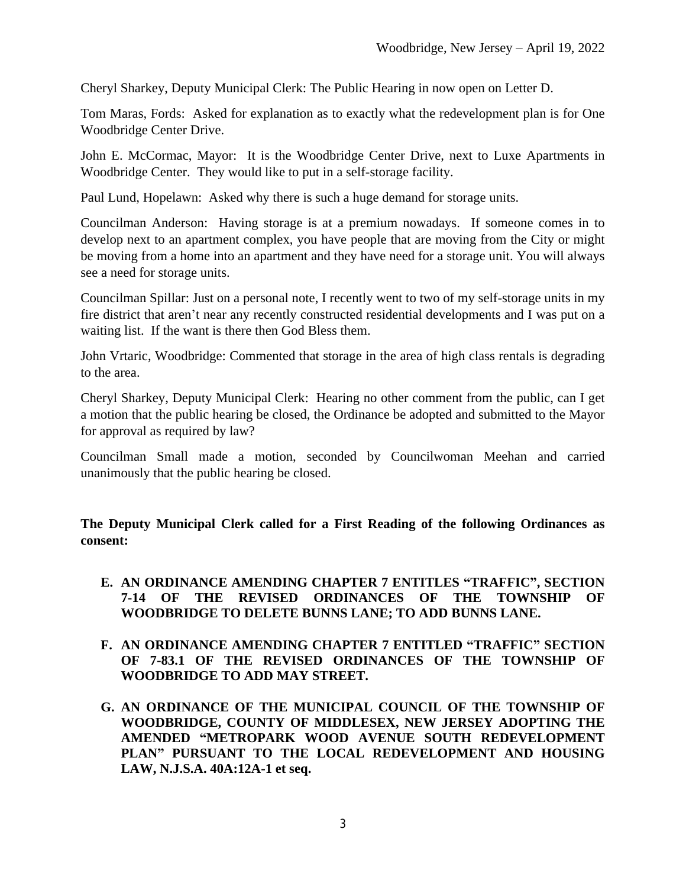Cheryl Sharkey, Deputy Municipal Clerk: The Public Hearing in now open on Letter D.

Tom Maras, Fords: Asked for explanation as to exactly what the redevelopment plan is for One Woodbridge Center Drive.

John E. McCormac, Mayor: It is the Woodbridge Center Drive, next to Luxe Apartments in Woodbridge Center. They would like to put in a self-storage facility.

Paul Lund, Hopelawn: Asked why there is such a huge demand for storage units.

Councilman Anderson: Having storage is at a premium nowadays. If someone comes in to develop next to an apartment complex, you have people that are moving from the City or might be moving from a home into an apartment and they have need for a storage unit. You will always see a need for storage units.

Councilman Spillar: Just on a personal note, I recently went to two of my self-storage units in my fire district that aren't near any recently constructed residential developments and I was put on a waiting list. If the want is there then God Bless them.

John Vrtaric, Woodbridge: Commented that storage in the area of high class rentals is degrading to the area.

Cheryl Sharkey, Deputy Municipal Clerk: Hearing no other comment from the public, can I get a motion that the public hearing be closed, the Ordinance be adopted and submitted to the Mayor for approval as required by law?

Councilman Small made a motion, seconded by Councilwoman Meehan and carried unanimously that the public hearing be closed.

**The Deputy Municipal Clerk called for a First Reading of the following Ordinances as consent:**

**E. AN ORDINANCE AMENDING CHAPTER 7 ENTITLES "TRAFFIC", SECTION 7-14 OF THE REVISED ORDINANCES OF THE TOWNSHIP OF WOODBRIDGE TO DELETE BUNNS LANE; TO ADD BUNNS LANE.**

**F. AN ORDINANCE AMENDING CHAPTER 7 ENTITLED "TRAFFIC" SECTION OF 7-83.1 OF THE REVISED ORDINANCES OF THE TOWNSHIP OF WOODBRIDGE TO ADD MAY STREET.**

**G. AN ORDINANCE OF THE MUNICIPAL COUNCIL OF THE TOWNSHIP OF WOODBRIDGE, COUNTY OF MIDDLESEX, NEW JERSEY ADOPTING THE AMENDED "METROPARK WOOD AVENUE SOUTH REDEVELOPMENT PLAN" PURSUANT TO THE LOCAL REDEVELOPMENT AND HOUSING LAW, N.J.S.A. 40A:12A-1 et seq.**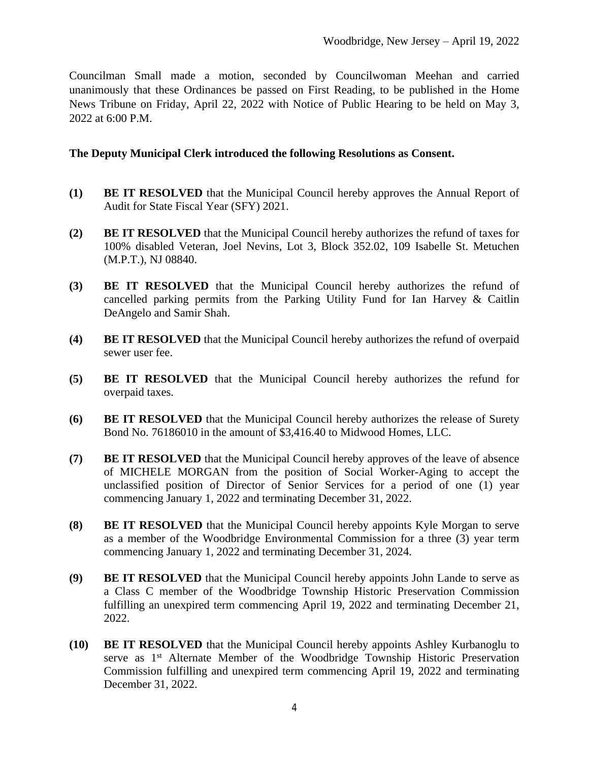Councilman Small made a motion, seconded by Councilwoman Meehan and carried unanimously that these Ordinances be passed on First Reading, to be published in the Home News Tribune on Friday, April 22, 2022 with Notice of Public Hearing to be held on May 3, 2022 at 6:00 P.M.

**The Deputy Municipal Clerk introduced the following Resolutions as Consent.**

**(1)** **BE IT RESOLVED** that the Municipal Council hereby approves the Annual Report of Audit for State Fiscal Year (SFY) 2021.

**(2)** **BE IT RESOLVED** that the Municipal Council hereby authorizes the refund of taxes for 100% disabled Veteran, Joel Nevins, Lot 3, Block 352.02, 109 Isabelle St. Metuchen (M.P.T.), NJ 08840.

**(3)** **BE IT RESOLVED** that the Municipal Council hereby authorizes the refund of cancelled parking permits from the Parking Utility Fund for Ian Harvey & Caitlin DeAngelo and Samir Shah.

**(4)** **BE IT RESOLVED** that the Municipal Council hereby authorizes the refund of overpaid sewer user fee.

**(5)** **BE IT RESOLVED** that the Municipal Council hereby authorizes the refund for overpaid taxes.

**(6)** **BE IT RESOLVED** that the Municipal Council hereby authorizes the release of Surety Bond No. 76186010 in the amount of $3,416.40 to Midwood Homes, LLC.

**(7)** **BE IT RESOLVED** that the Municipal Council hereby approves of the leave of absence of MICHELE MORGAN from the position of Social Worker-Aging to accept the unclassified position of Director of Senior Services for a period of one (1) year commencing January 1, 2022 and terminating December 31, 2022.

**(8)** **BE IT RESOLVED** that the Municipal Council hereby appoints Kyle Morgan to serve as a member of the Woodbridge Environmental Commission for a three (3) year term commencing January 1, 2022 and terminating December 31, 2024.

**(9)** **BE IT RESOLVED** that the Municipal Council hereby appoints John Lande to serve as a Class C member of the Woodbridge Township Historic Preservation Commission fulfilling an unexpired term commencing April 19, 2022 and terminating December 21, 2022.

**(10)** **BE IT RESOLVED** that the Municipal Council hereby appoints Ashley Kurbanoglu to serve as 1st Alternate Member of the Woodbridge Township Historic Preservation Commission fulfilling and unexpired term commencing April 19, 2022 and terminating December 31, 2022.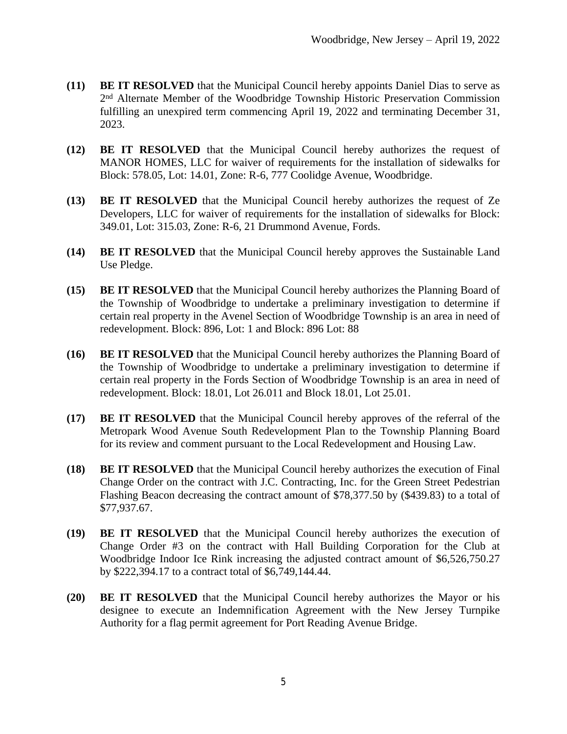**(11)** **BE IT RESOLVED** that the Municipal Council hereby appoints Daniel Dias to serve as 2nd Alternate Member of the Woodbridge Township Historic Preservation Commission fulfilling an unexpired term commencing April 19, 2022 and terminating December 31, 2023.

**(12)** **BE IT RESOLVED** that the Municipal Council hereby authorizes the request of MANOR HOMES, LLC for waiver of requirements for the installation of sidewalks for Block: 578.05, Lot: 14.01, Zone: R-6, 777 Coolidge Avenue, Woodbridge.

**(13)** **BE IT RESOLVED** that the Municipal Council hereby authorizes the request of Ze Developers, LLC for waiver of requirements for the installation of sidewalks for Block: 349.01, Lot: 315.03, Zone: R-6, 21 Drummond Avenue, Fords.

**(14)** **BE IT RESOLVED** that the Municipal Council hereby approves the Sustainable Land Use Pledge.

**(15)** **BE IT RESOLVED** that the Municipal Council hereby authorizes the Planning Board of the Township of Woodbridge to undertake a preliminary investigation to determine if certain real property in the Avenel Section of Woodbridge Township is an area in need of redevelopment. Block: 896, Lot: 1 and Block: 896 Lot: 88

**(16)** **BE IT RESOLVED** that the Municipal Council hereby authorizes the Planning Board of the Township of Woodbridge to undertake a preliminary investigation to determine if certain real property in the Fords Section of Woodbridge Township is an area in need of redevelopment. Block: 18.01, Lot 26.011 and Block 18.01, Lot 25.01.

**(17)** **BE IT RESOLVED** that the Municipal Council hereby approves of the referral of the Metropark Wood Avenue South Redevelopment Plan to the Township Planning Board for its review and comment pursuant to the Local Redevelopment and Housing Law.

**(18)** **BE IT RESOLVED** that the Municipal Council hereby authorizes the execution of Final Change Order on the contract with J.C. Contracting, Inc. for the Green Street Pedestrian Flashing Beacon decreasing the contract amount of $78,377.50 by ($439.83) to a total of $77,937.67.

**(19)** **BE IT RESOLVED** that the Municipal Council hereby authorizes the execution of Change Order #3 on the contract with Hall Building Corporation for the Club at Woodbridge Indoor Ice Rink increasing the adjusted contract amount of $6,526,750.27 by $222,394.17 to a contract total of $6,749,144.44.

**(20)** **BE IT RESOLVED** that the Municipal Council hereby authorizes the Mayor or his designee to execute an Indemnification Agreement with the New Jersey Turnpike Authority for a flag permit agreement for Port Reading Avenue Bridge.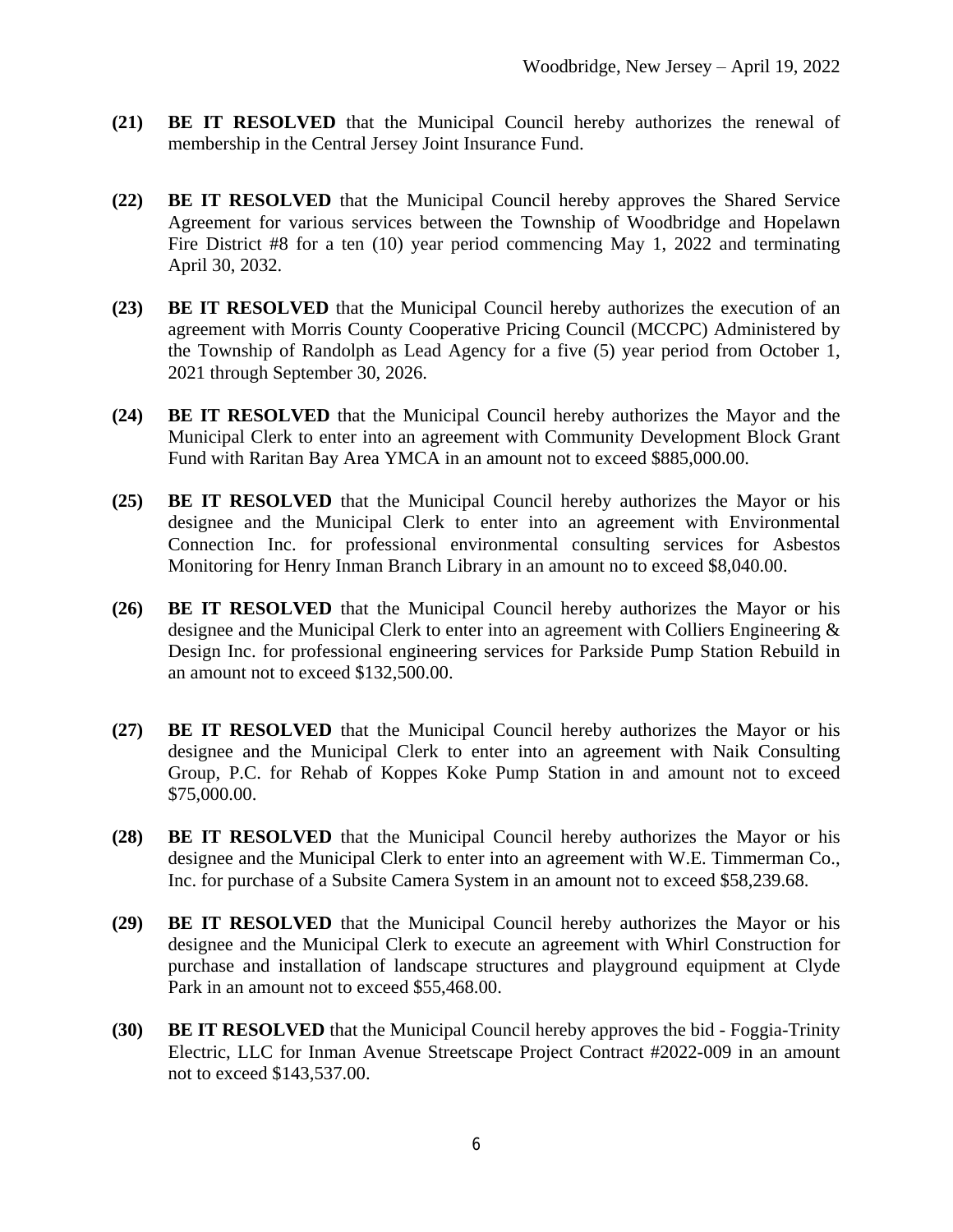**(21)** **BE IT RESOLVED** that the Municipal Council hereby authorizes the renewal of membership in the Central Jersey Joint Insurance Fund.

**(22)** **BE IT RESOLVED** that the Municipal Council hereby approves the Shared Service Agreement for various services between the Township of Woodbridge and Hopelawn Fire District #8 for a ten (10) year period commencing May 1, 2022 and terminating April 30, 2032.

**(23)** **BE IT RESOLVED** that the Municipal Council hereby authorizes the execution of an agreement with Morris County Cooperative Pricing Council (MCCPC) Administered by the Township of Randolph as Lead Agency for a five (5) year period from October 1, 2021 through September 30, 2026.

**(24)** **BE IT RESOLVED** that the Municipal Council hereby authorizes the Mayor and the Municipal Clerk to enter into an agreement with Community Development Block Grant Fund with Raritan Bay Area YMCA in an amount not to exceed $885,000.00.

**(25)** **BE IT RESOLVED** that the Municipal Council hereby authorizes the Mayor or his designee and the Municipal Clerk to enter into an agreement with Environmental Connection Inc. for professional environmental consulting services for Asbestos Monitoring for Henry Inman Branch Library in an amount no to exceed $8,040.00.

**(26)** **BE IT RESOLVED** that the Municipal Council hereby authorizes the Mayor or his designee and the Municipal Clerk to enter into an agreement with Colliers Engineering & Design Inc. for professional engineering services for Parkside Pump Station Rebuild in an amount not to exceed $132,500.00.

**(27)** **BE IT RESOLVED** that the Municipal Council hereby authorizes the Mayor or his designee and the Municipal Clerk to enter into an agreement with Naik Consulting Group, P.C. for Rehab of Koppes Koke Pump Station in and amount not to exceed $75,000.00.

**(28)** **BE IT RESOLVED** that the Municipal Council hereby authorizes the Mayor or his designee and the Municipal Clerk to enter into an agreement with W.E. Timmerman Co., Inc. for purchase of a Subsite Camera System in an amount not to exceed $58,239.68.

**(29)** **BE IT RESOLVED** that the Municipal Council hereby authorizes the Mayor or his designee and the Municipal Clerk to execute an agreement with Whirl Construction for purchase and installation of landscape structures and playground equipment at Clyde Park in an amount not to exceed $55,468.00.

**(30)** **BE IT RESOLVED** that the Municipal Council hereby approves the bid - Foggia-Trinity Electric, LLC for Inman Avenue Streetscape Project Contract #2022-009 in an amount not to exceed $143,537.00.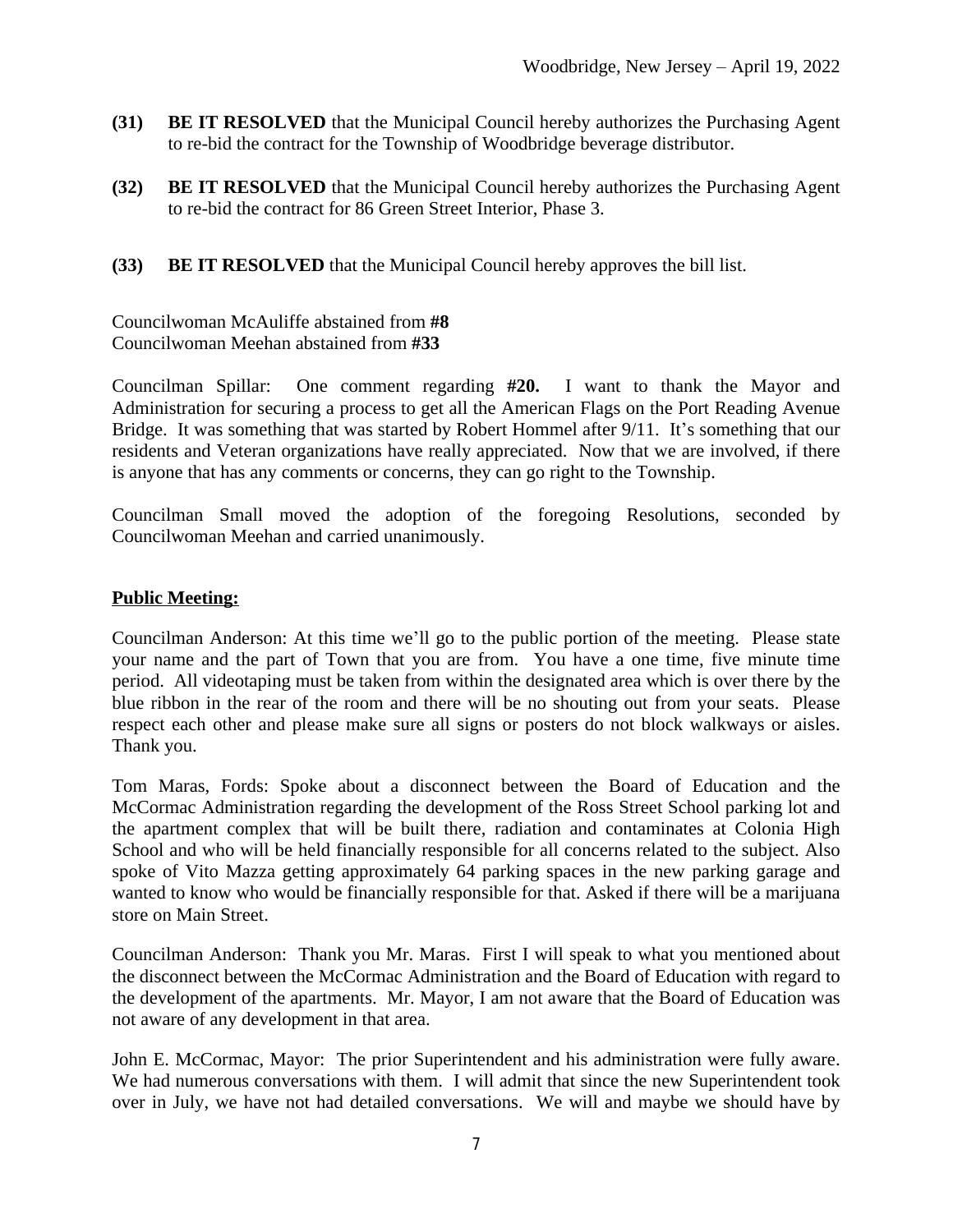**(31) BE IT RESOLVED** that the Municipal Council hereby authorizes the Purchasing Agent to re-bid the contract for the Township of Woodbridge beverage distributor.

**(32) BE IT RESOLVED** that the Municipal Council hereby authorizes the Purchasing Agent to re-bid the contract for 86 Green Street Interior, Phase 3.

**(33) BE IT RESOLVED** that the Municipal Council hereby approves the bill list.

Councilwoman McAuliffe abstained from **#8**
Councilwoman Meehan abstained from **#33**

Councilman Spillar: One comment regarding **#20.** I want to thank the Mayor and Administration for securing a process to get all the American Flags on the Port Reading Avenue Bridge. It was something that was started by Robert Hommel after 9/11. It's something that our residents and Veteran organizations have really appreciated. Now that we are involved, if there is anyone that has any comments or concerns, they can go right to the Township.

Councilman Small moved the adoption of the foregoing Resolutions, seconded by Councilwoman Meehan and carried unanimously.

**<u>Public Meeting:</u>**

Councilman Anderson: At this time we'll go to the public portion of the meeting. Please state your name and the part of Town that you are from. You have a one time, five minute time period. All videotaping must be taken from within the designated area which is over there by the blue ribbon in the rear of the room and there will be no shouting out from your seats. Please respect each other and please make sure all signs or posters do not block walkways or aisles. Thank you.

Tom Maras, Fords: Spoke about a disconnect between the Board of Education and the McCormac Administration regarding the development of the Ross Street School parking lot and the apartment complex that will be built there, radiation and contaminates at Colonia High School and who will be held financially responsible for all concerns related to the subject. Also spoke of Vito Mazza getting approximately 64 parking spaces in the new parking garage and wanted to know who would be financially responsible for that. Asked if there will be a marijuana store on Main Street.

Councilman Anderson: Thank you Mr. Maras. First I will speak to what you mentioned about the disconnect between the McCormac Administration and the Board of Education with regard to the development of the apartments. Mr. Mayor, I am not aware that the Board of Education was not aware of any development in that area.

John E. McCormac, Mayor: The prior Superintendent and his administration were fully aware. We had numerous conversations with them. I will admit that since the new Superintendent took over in July, we have not had detailed conversations. We will and maybe we should have by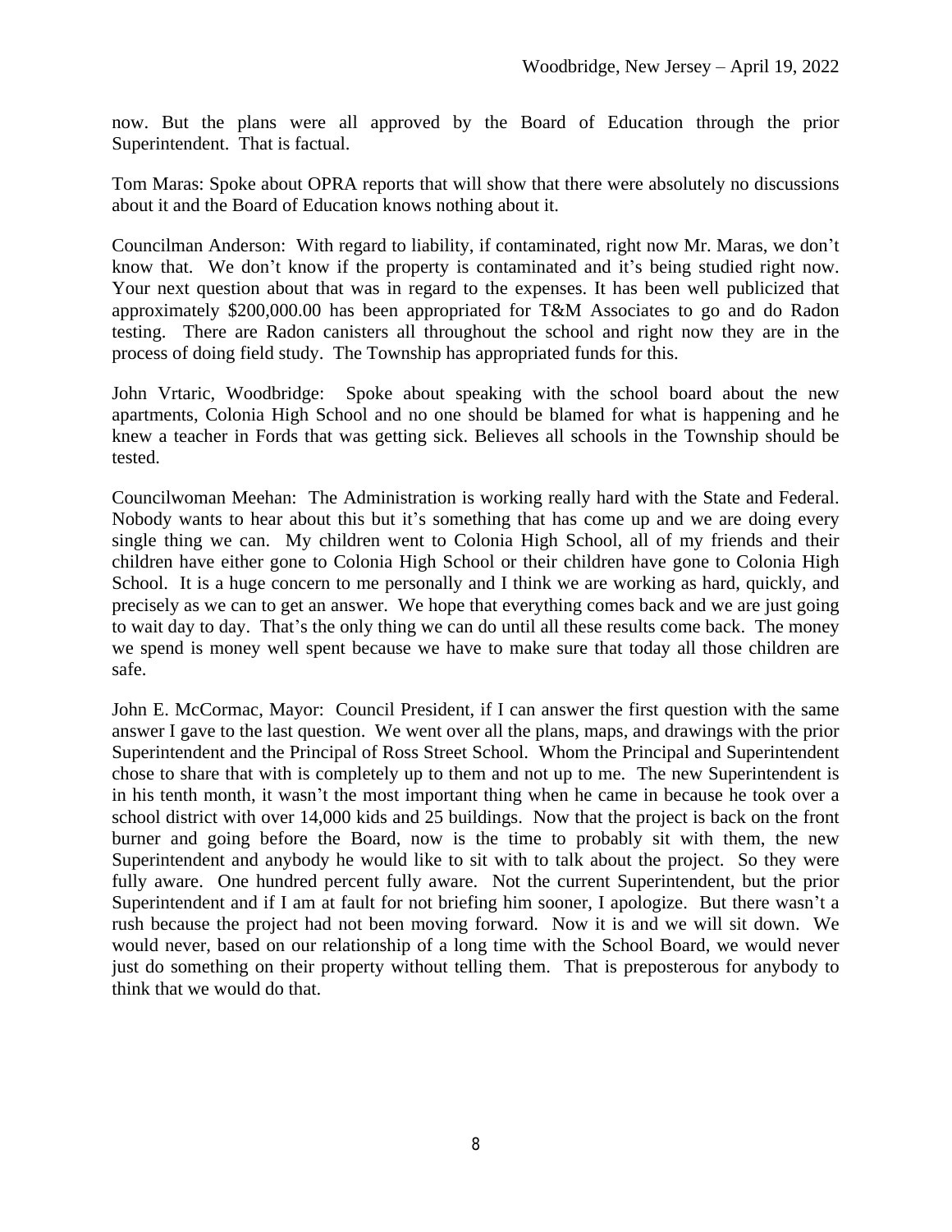now. But the plans were all approved by the Board of Education through the prior Superintendent. That is factual.

Tom Maras: Spoke about OPRA reports that will show that there were absolutely no discussions about it and the Board of Education knows nothing about it.

Councilman Anderson: With regard to liability, if contaminated, right now Mr. Maras, we don't know that. We don't know if the property is contaminated and it's being studied right now. Your next question about that was in regard to the expenses. It has been well publicized that approximately $200,000.00 has been appropriated for T&M Associates to go and do Radon testing. There are Radon canisters all throughout the school and right now they are in the process of doing field study. The Township has appropriated funds for this.

John Vrtaric, Woodbridge: Spoke about speaking with the school board about the new apartments, Colonia High School and no one should be blamed for what is happening and he knew a teacher in Fords that was getting sick. Believes all schools in the Township should be tested.

Councilwoman Meehan: The Administration is working really hard with the State and Federal. Nobody wants to hear about this but it's something that has come up and we are doing every single thing we can. My children went to Colonia High School, all of my friends and their children have either gone to Colonia High School or their children have gone to Colonia High School. It is a huge concern to me personally and I think we are working as hard, quickly, and precisely as we can to get an answer. We hope that everything comes back and we are just going to wait day to day. That's the only thing we can do until all these results come back. The money we spend is money well spent because we have to make sure that today all those children are safe.

John E. McCormac, Mayor: Council President, if I can answer the first question with the same answer I gave to the last question. We went over all the plans, maps, and drawings with the prior Superintendent and the Principal of Ross Street School. Whom the Principal and Superintendent chose to share that with is completely up to them and not up to me. The new Superintendent is in his tenth month, it wasn't the most important thing when he came in because he took over a school district with over 14,000 kids and 25 buildings. Now that the project is back on the front burner and going before the Board, now is the time to probably sit with them, the new Superintendent and anybody he would like to sit with to talk about the project. So they were fully aware. One hundred percent fully aware. Not the current Superintendent, but the prior Superintendent and if I am at fault for not briefing him sooner, I apologize. But there wasn't a rush because the project had not been moving forward. Now it is and we will sit down. We would never, based on our relationship of a long time with the School Board, we would never just do something on their property without telling them. That is preposterous for anybody to think that we would do that.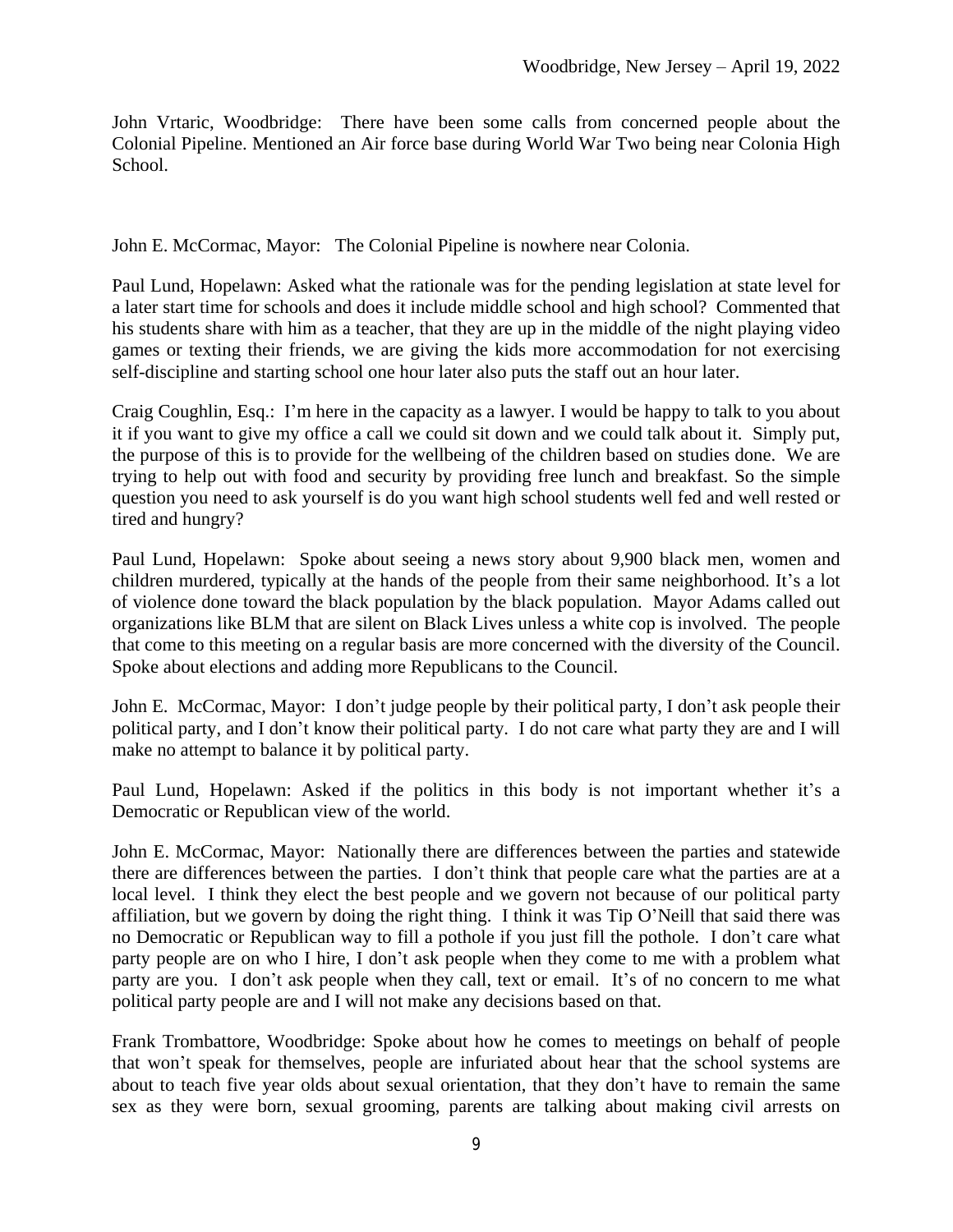John Vrtaric, Woodbridge: There have been some calls from concerned people about the Colonial Pipeline. Mentioned an Air force base during World War Two being near Colonia High School.

John E. McCormac, Mayor: The Colonial Pipeline is nowhere near Colonia.

Paul Lund, Hopelawn: Asked what the rationale was for the pending legislation at state level for a later start time for schools and does it include middle school and high school? Commented that his students share with him as a teacher, that they are up in the middle of the night playing video games or texting their friends, we are giving the kids more accommodation for not exercising self-discipline and starting school one hour later also puts the staff out an hour later.

Craig Coughlin, Esq.: I'm here in the capacity as a lawyer. I would be happy to talk to you about it if you want to give my office a call we could sit down and we could talk about it. Simply put, the purpose of this is to provide for the wellbeing of the children based on studies done. We are trying to help out with food and security by providing free lunch and breakfast. So the simple question you need to ask yourself is do you want high school students well fed and well rested or tired and hungry?

Paul Lund, Hopelawn: Spoke about seeing a news story about 9,900 black men, women and children murdered, typically at the hands of the people from their same neighborhood. It's a lot of violence done toward the black population by the black population. Mayor Adams called out organizations like BLM that are silent on Black Lives unless a white cop is involved. The people that come to this meeting on a regular basis are more concerned with the diversity of the Council. Spoke about elections and adding more Republicans to the Council.

John E. McCormac, Mayor: I don't judge people by their political party, I don't ask people their political party, and I don't know their political party. I do not care what party they are and I will make no attempt to balance it by political party.

Paul Lund, Hopelawn: Asked if the politics in this body is not important whether it's a Democratic or Republican view of the world.

John E. McCormac, Mayor: Nationally there are differences between the parties and statewide there are differences between the parties. I don't think that people care what the parties are at a local level. I think they elect the best people and we govern not because of our political party affiliation, but we govern by doing the right thing. I think it was Tip O'Neill that said there was no Democratic or Republican way to fill a pothole if you just fill the pothole. I don't care what party people are on who I hire, I don't ask people when they come to me with a problem what party are you. I don't ask people when they call, text or email. It's of no concern to me what political party people are and I will not make any decisions based on that.

Frank Trombattore, Woodbridge: Spoke about how he comes to meetings on behalf of people that won't speak for themselves, people are infuriated about hear that the school systems are about to teach five year olds about sexual orientation, that they don't have to remain the same sex as they were born, sexual grooming, parents are talking about making civil arrests on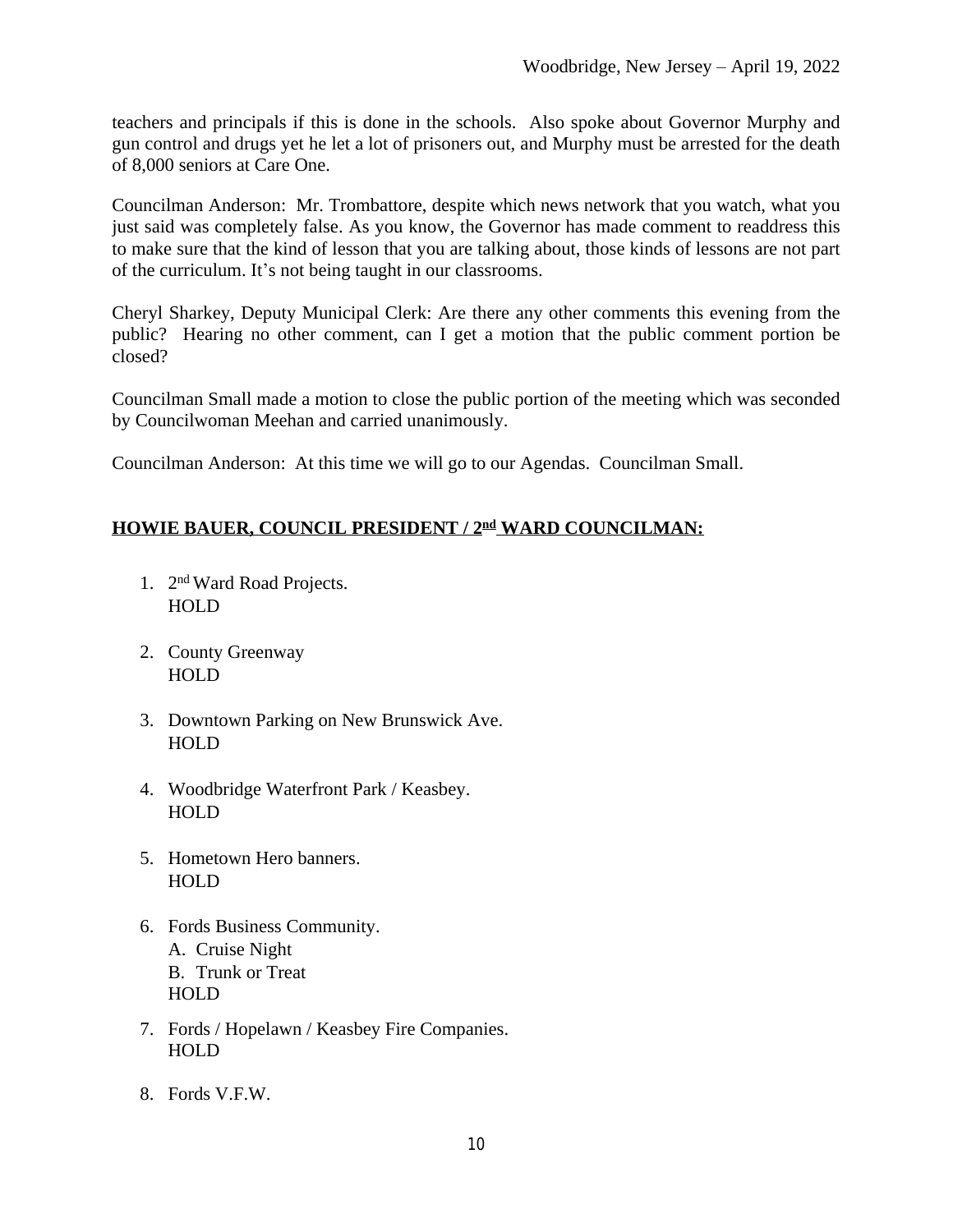teachers and principals if this is done in the schools. Also spoke about Governor Murphy and gun control and drugs yet he let a lot of prisoners out, and Murphy must be arrested for the death of 8,000 seniors at Care One.

Councilman Anderson: Mr. Trombattore, despite which news network that you watch, what you just said was completely false. As you know, the Governor has made comment to readdress this to make sure that the kind of lesson that you are talking about, those kinds of lessons are not part of the curriculum. It's not being taught in our classrooms.

Cheryl Sharkey, Deputy Municipal Clerk: Are there any other comments this evening from the public? Hearing no other comment, can I get a motion that the public comment portion be closed?

Councilman Small made a motion to close the public portion of the meeting which was seconded by Councilwoman Meehan and carried unanimously.

Councilman Anderson: At this time we will go to our Agendas. Councilman Small.

## HOWIE BAUER, COUNCIL PRESIDENT / 2nd WARD COUNCILMAN:

1. 2nd Ward Road Projects.
   HOLD

2. County Greenway
   HOLD

3. Downtown Parking on New Brunswick Ave.
   HOLD

4. Woodbridge Waterfront Park / Keasbey.
   HOLD

5. Hometown Hero banners.
   HOLD

6. Fords Business Community.
   A. Cruise Night
   B. Trunk or Treat
   HOLD

7. Fords / Hopelawn / Keasbey Fire Companies.
   HOLD

8. Fords V.F.W.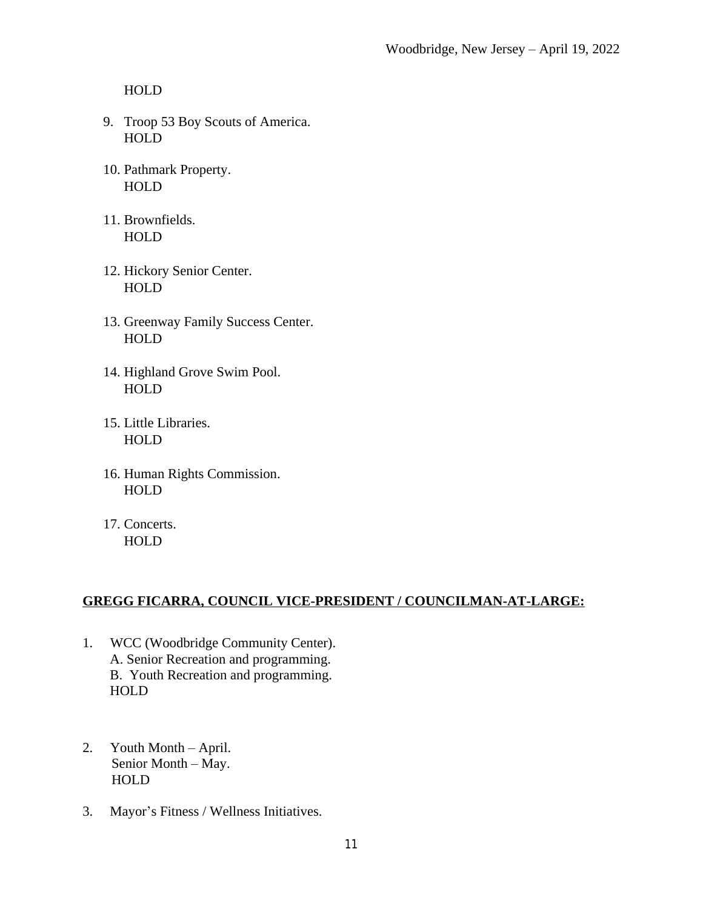HOLD

9. Troop 53 Boy Scouts of America.
   HOLD

10. Pathmark Property.
    HOLD

11. Brownfields.
    HOLD

12. Hickory Senior Center.
    HOLD

13. Greenway Family Success Center.
    HOLD

14. Highland Grove Swim Pool.
    HOLD

15. Little Libraries.
    HOLD

16. Human Rights Commission.
    HOLD

17. Concerts.
    HOLD

**<u>GREGG FICARRA, COUNCIL VICE-PRESIDENT / COUNCILMAN-AT-LARGE:</u>**

1. WCC (Woodbridge Community Center).
   A. Senior Recreation and programming.
   B. Youth Recreation and programming.
   HOLD

2. Youth Month – April.
   Senior Month – May.
   HOLD

3. Mayor's Fitness / Wellness Initiatives.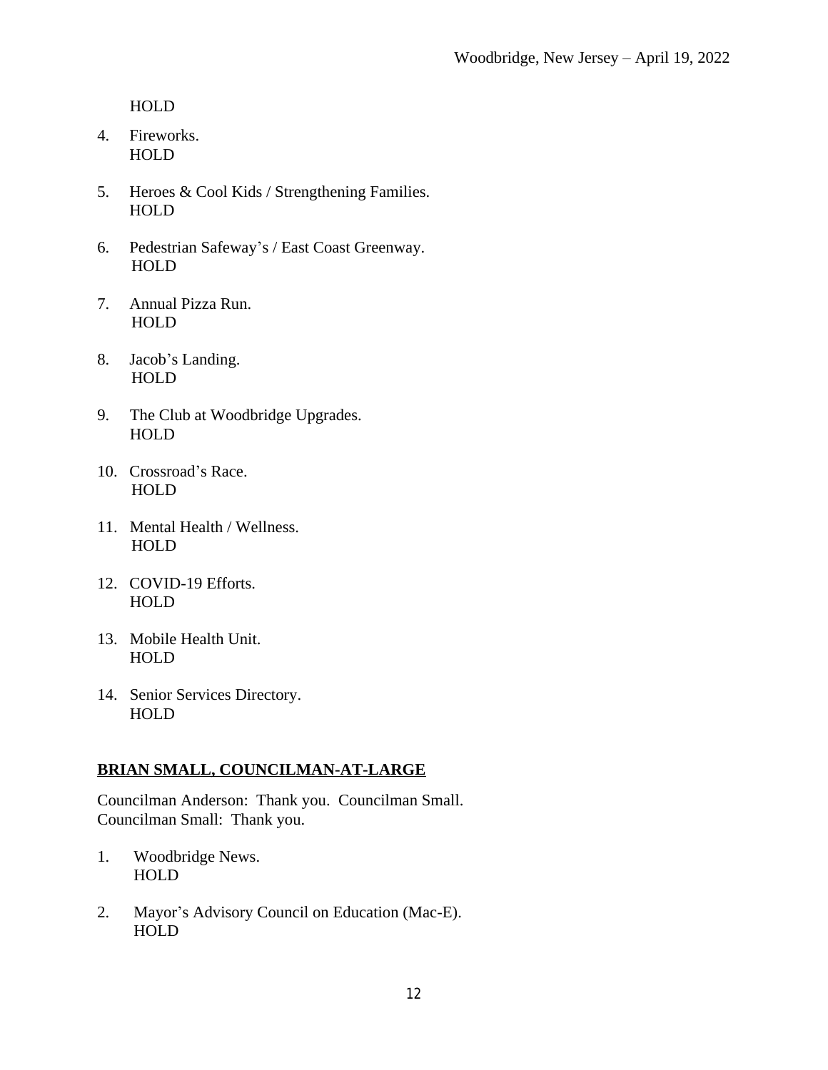HOLD

4. Fireworks.
   HOLD

5. Heroes & Cool Kids / Strengthening Families.
   HOLD

6. Pedestrian Safeway's / East Coast Greenway.
   HOLD

7. Annual Pizza Run.
   HOLD

8. Jacob's Landing.
   HOLD

9. The Club at Woodbridge Upgrades.
   HOLD

10. Crossroad's Race.
    HOLD

11. Mental Health / Wellness.
    HOLD

12. COVID-19 Efforts.
    HOLD

13. Mobile Health Unit.
    HOLD

14. Senior Services Directory.
    HOLD

**BRIAN SMALL, COUNCILMAN-AT-LARGE**

Councilman Anderson: Thank you. Councilman Small.
Councilman Small: Thank you.

1. Woodbridge News.
   HOLD

2. Mayor's Advisory Council on Education (Mac-E).
   HOLD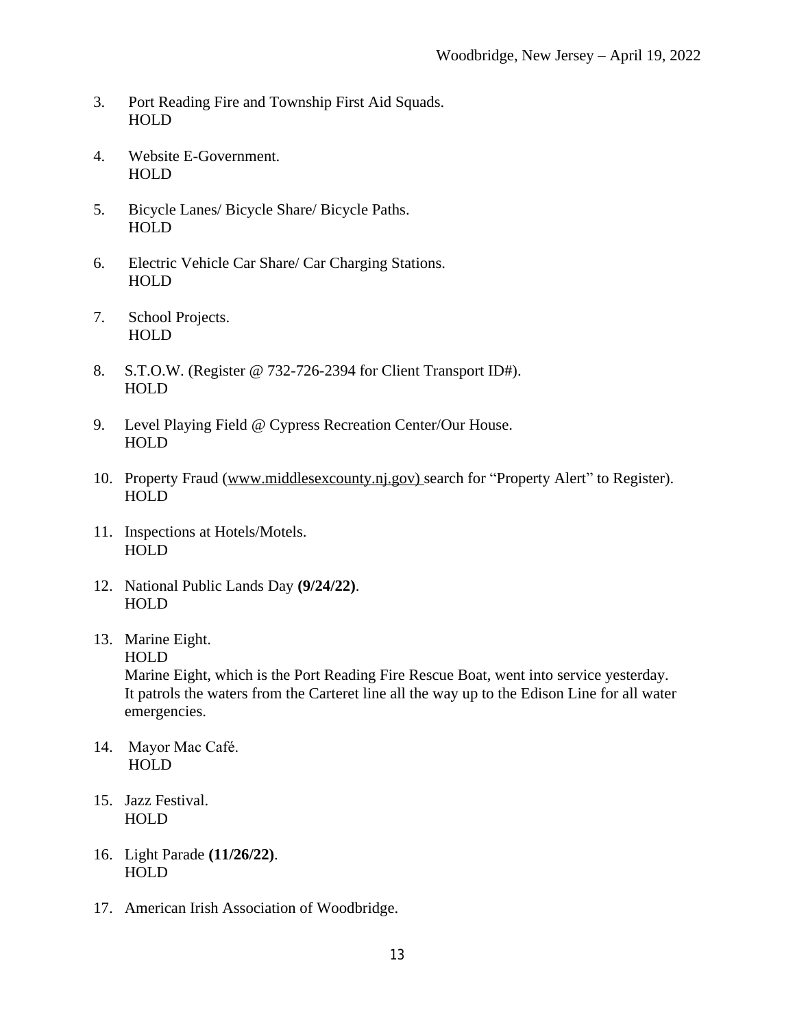3. Port Reading Fire and Township First Aid Squads.
   HOLD

4. Website E-Government.
   HOLD

5. Bicycle Lanes/ Bicycle Share/ Bicycle Paths.
   HOLD

6. Electric Vehicle Car Share/ Car Charging Stations.
   HOLD

7. School Projects.
   HOLD

8. S.T.O.W. (Register @ 732-726-2394 for Client Transport ID#).
   HOLD

9. Level Playing Field @ Cypress Recreation Center/Our House.
   HOLD

10. Property Fraud (www.middlesexcounty.nj.gov) search for "Property Alert" to Register).
    HOLD

11. Inspections at Hotels/Motels.
    HOLD

12. National Public Lands Day **(9/24/22)**.
    HOLD

13. Marine Eight.
    HOLD
    Marine Eight, which is the Port Reading Fire Rescue Boat, went into service yesterday. It patrols the waters from the Carteret line all the way up to the Edison Line for all water emergencies.

14. Mayor Mac Café.
    HOLD

15. Jazz Festival.
    HOLD

16. Light Parade **(11/26/22)**.
    HOLD

17. American Irish Association of Woodbridge.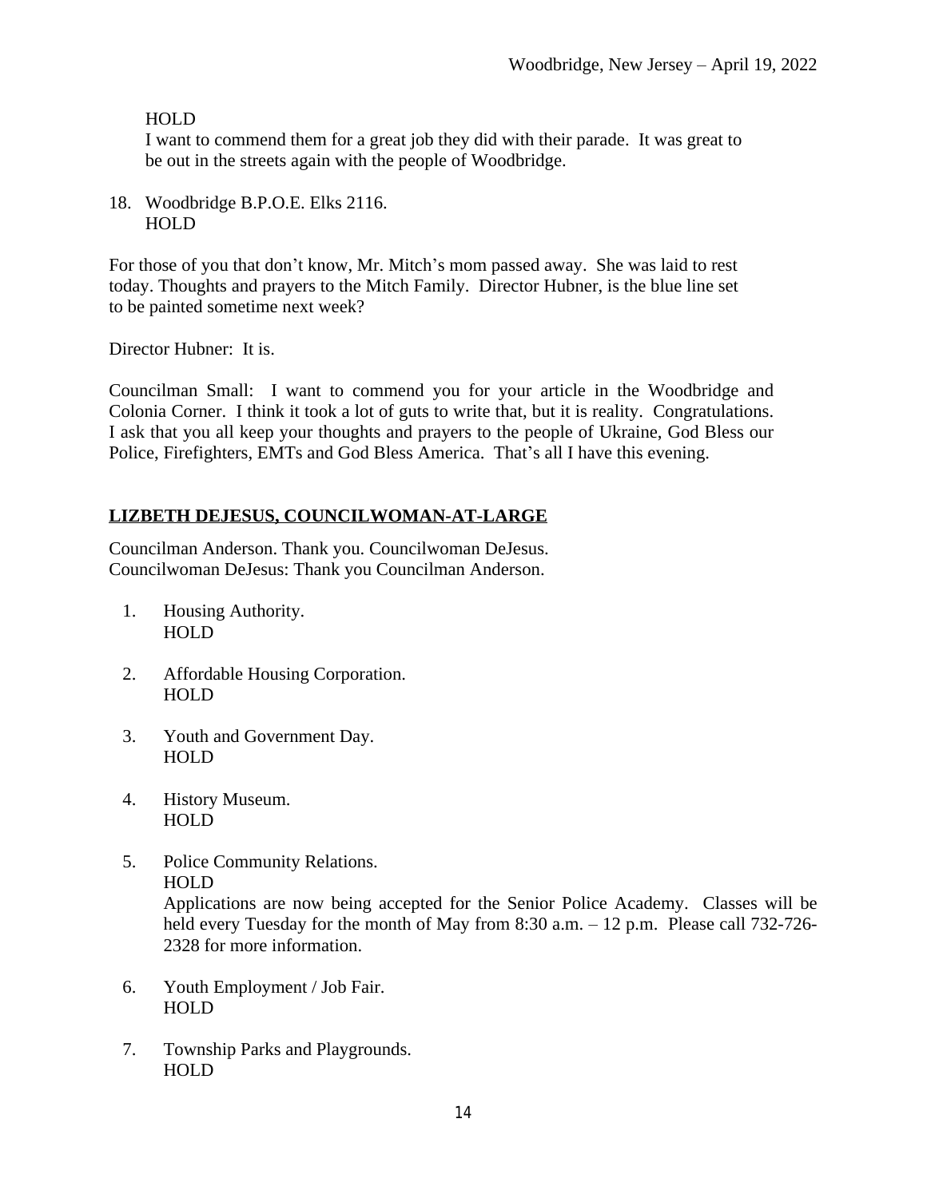HOLD
I want to commend them for a great job they did with their parade. It was great to be out in the streets again with the people of Woodbridge.

18. Woodbridge B.P.O.E. Elks 2116.
    HOLD

For those of you that don't know, Mr. Mitch's mom passed away. She was laid to rest today. Thoughts and prayers to the Mitch Family. Director Hubner, is the blue line set to be painted sometime next week?

Director Hubner: It is.

Councilman Small: I want to commend you for your article in the Woodbridge and Colonia Corner. I think it took a lot of guts to write that, but it is reality. Congratulations. I ask that you all keep your thoughts and prayers to the people of Ukraine, God Bless our Police, Firefighters, EMTs and God Bless America. That's all I have this evening.

## LIZBETH DEJESUS, COUNCILWOMAN-AT-LARGE

Councilman Anderson. Thank you. Councilwoman DeJesus.
Councilwoman DeJesus: Thank you Councilman Anderson.

1. Housing Authority.
   HOLD

2. Affordable Housing Corporation.
   HOLD

3. Youth and Government Day.
   HOLD

4. History Museum.
   HOLD

5. Police Community Relations.
   HOLD
   Applications are now being accepted for the Senior Police Academy. Classes will be held every Tuesday for the month of May from 8:30 a.m. – 12 p.m. Please call 732-726-2328 for more information.

6. Youth Employment / Job Fair.
   HOLD

7. Township Parks and Playgrounds.
   HOLD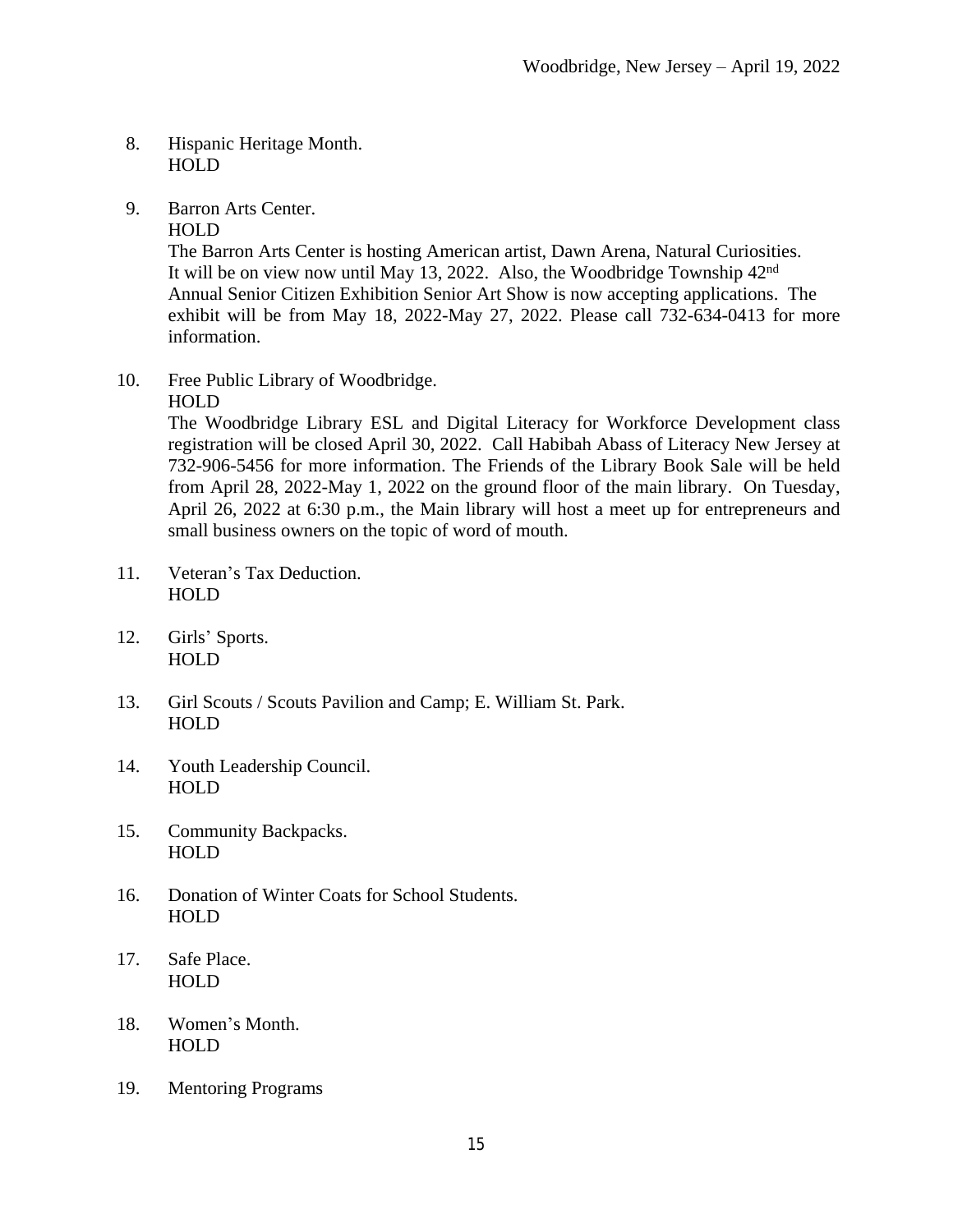8. Hispanic Heritage Month.
   HOLD

9. Barron Arts Center.
   HOLD
   The Barron Arts Center is hosting American artist, Dawn Arena, Natural Curiosities. It will be on view now until May 13, 2022. Also, the Woodbridge Township 42nd Annual Senior Citizen Exhibition Senior Art Show is now accepting applications. The exhibit will be from May 18, 2022-May 27, 2022. Please call 732-634-0413 for more information.

10. Free Public Library of Woodbridge.
    HOLD
    The Woodbridge Library ESL and Digital Literacy for Workforce Development class registration will be closed April 30, 2022. Call Habibah Abass of Literacy New Jersey at 732-906-5456 for more information. The Friends of the Library Book Sale will be held from April 28, 2022-May 1, 2022 on the ground floor of the main library. On Tuesday, April 26, 2022 at 6:30 p.m., the Main library will host a meet up for entrepreneurs and small business owners on the topic of word of mouth.

11. Veteran's Tax Deduction.
    HOLD

12. Girls' Sports.
    HOLD

13. Girl Scouts / Scouts Pavilion and Camp; E. William St. Park.
    HOLD

14. Youth Leadership Council.
    HOLD

15. Community Backpacks.
    HOLD

16. Donation of Winter Coats for School Students.
    HOLD

17. Safe Place.
    HOLD

18. Women's Month.
    HOLD

19. Mentoring Programs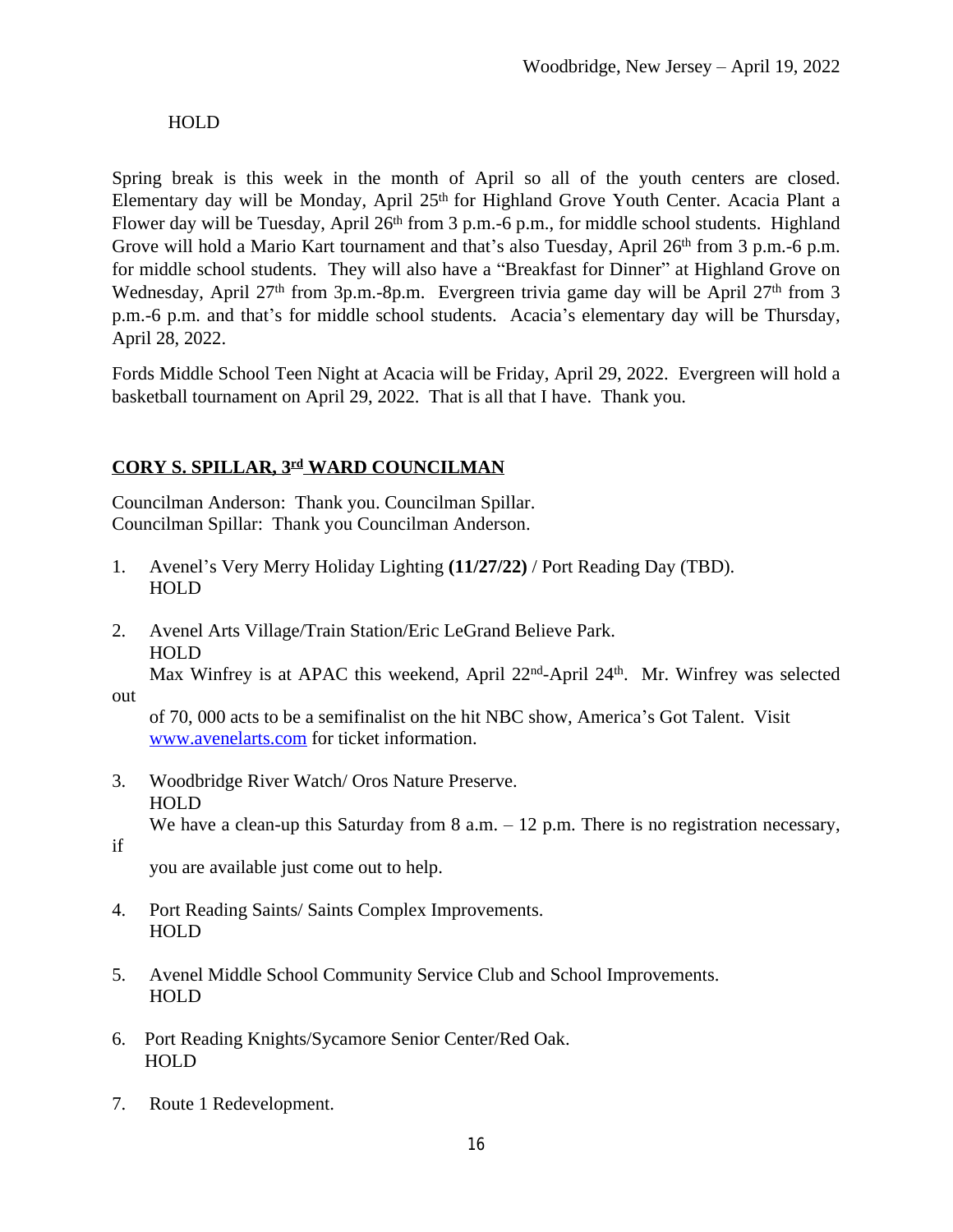HOLD

Spring break is this week in the month of April so all of the youth centers are closed. Elementary day will be Monday, April 25th for Highland Grove Youth Center. Acacia Plant a Flower day will be Tuesday, April 26th from 3 p.m.-6 p.m., for middle school students. Highland Grove will hold a Mario Kart tournament and that's also Tuesday, April 26th from 3 p.m.-6 p.m. for middle school students. They will also have a "Breakfast for Dinner" at Highland Grove on Wednesday, April 27th from 3p.m.-8p.m. Evergreen trivia game day will be April 27th from 3 p.m.-6 p.m. and that's for middle school students. Acacia's elementary day will be Thursday, April 28, 2022.

Fords Middle School Teen Night at Acacia will be Friday, April 29, 2022. Evergreen will hold a basketball tournament on April 29, 2022. That is all that I have. Thank you.

## <u>CORY S. SPILLAR, 3rd WARD COUNCILMAN</u>

Councilman Anderson: Thank you. Councilman Spillar.
Councilman Spillar: Thank you Councilman Anderson.

1. Avenel's Very Merry Holiday Lighting **(11/27/22)** / Port Reading Day (TBD).
   HOLD

2. Avenel Arts Village/Train Station/Eric LeGrand Believe Park.
   HOLD
   Max Winfrey is at APAC this weekend, April 22nd-April 24th. Mr. Winfrey was selected out of 70, 000 acts to be a semifinalist on the hit NBC show, America's Got Talent. Visit www.avenelarts.com for ticket information.

3. Woodbridge River Watch/ Oros Nature Preserve.
   HOLD
   We have a clean-up this Saturday from 8 a.m. – 12 p.m. There is no registration necessary, if you are available just come out to help.

4. Port Reading Saints/ Saints Complex Improvements.
   HOLD

5. Avenel Middle School Community Service Club and School Improvements.
   HOLD

6. Port Reading Knights/Sycamore Senior Center/Red Oak.
   HOLD

7. Route 1 Redevelopment.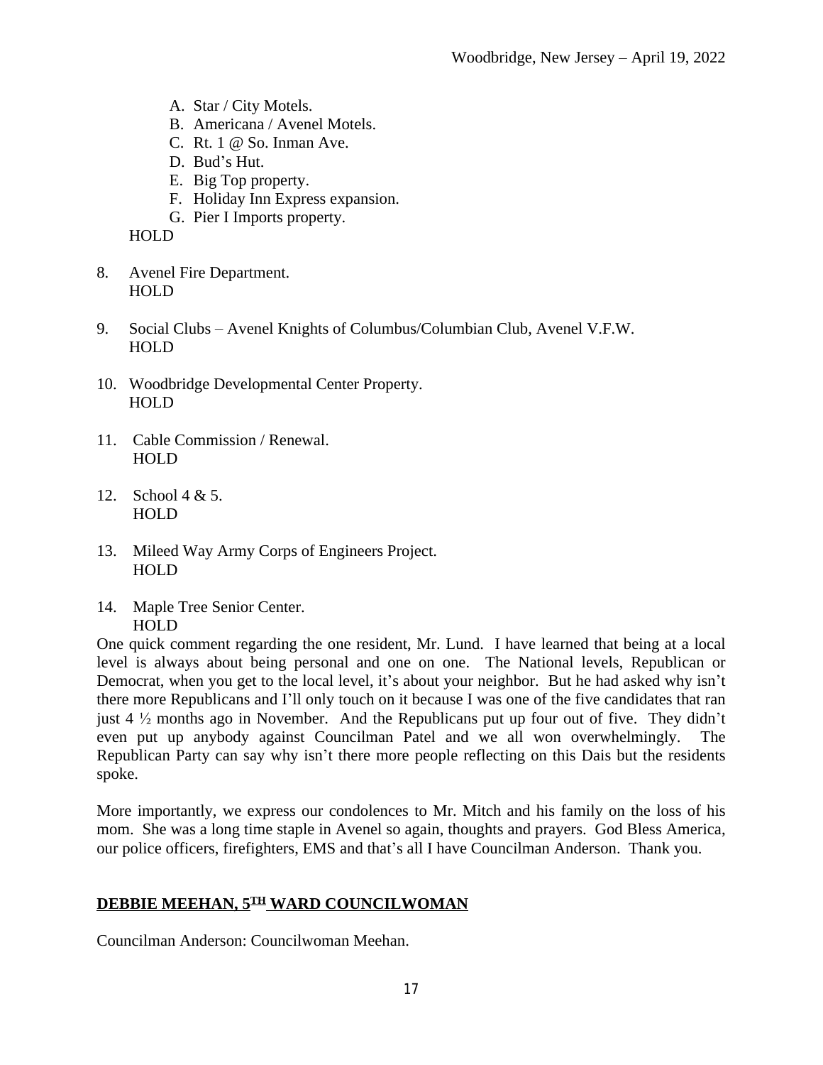A. Star / City Motels.
B. Americana / Avenel Motels.
C. Rt. 1 @ So. Inman Ave.
D. Bud's Hut.
E. Big Top property.
F. Holiday Inn Express expansion.
G. Pier I Imports property.

HOLD

8. Avenel Fire Department.
   HOLD

9. Social Clubs – Avenel Knights of Columbus/Columbian Club, Avenel V.F.W.
   HOLD

10. Woodbridge Developmental Center Property.
    HOLD

11. Cable Commission / Renewal.
    HOLD

12. School 4 & 5.
    HOLD

13. Mileed Way Army Corps of Engineers Project.
    HOLD

14. Maple Tree Senior Center.
    HOLD

One quick comment regarding the one resident, Mr. Lund. I have learned that being at a local level is always about being personal and one on one. The National levels, Republican or Democrat, when you get to the local level, it's about your neighbor. But he had asked why isn't there more Republicans and I'll only touch on it because I was one of the five candidates that ran just 4 ½ months ago in November. And the Republicans put up four out of five. They didn't even put up anybody against Councilman Patel and we all won overwhelmingly. The Republican Party can say why isn't there more people reflecting on this Dais but the residents spoke.

More importantly, we express our condolences to Mr. Mitch and his family on the loss of his mom. She was a long time staple in Avenel so again, thoughts and prayers. God Bless America, our police officers, firefighters, EMS and that's all I have Councilman Anderson. Thank you.

## DEBBIE MEEHAN, 5TH WARD COUNCILWOMAN

Councilman Anderson: Councilwoman Meehan.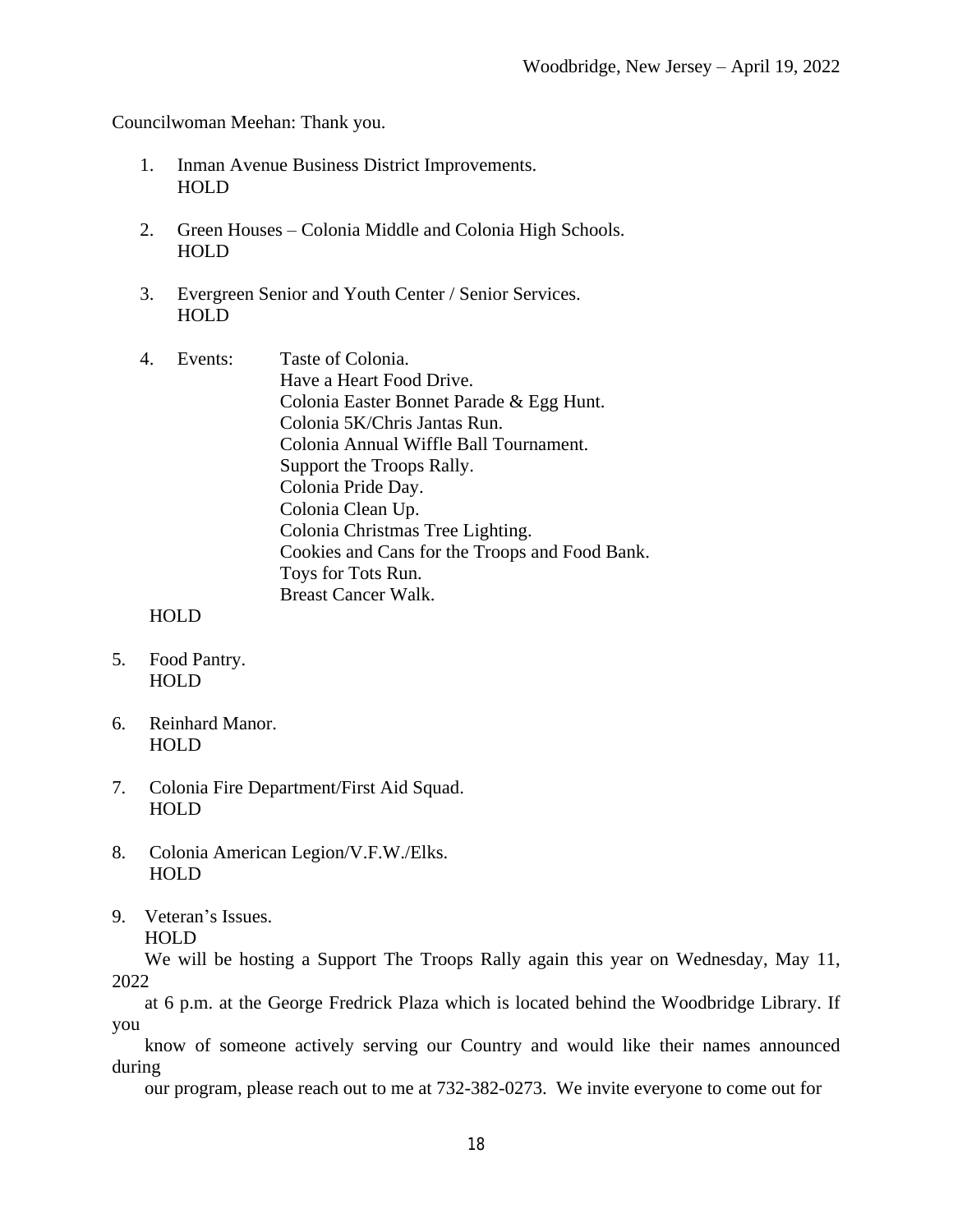Councilwoman Meehan: Thank you.

1. Inman Avenue Business District Improvements.
   HOLD

2. Green Houses – Colonia Middle and Colonia High Schools.
   HOLD

3. Evergreen Senior and Youth Center / Senior Services.
   HOLD

4. Events: Taste of Colonia.
   Have a Heart Food Drive.
   Colonia Easter Bonnet Parade & Egg Hunt.
   Colonia 5K/Chris Jantas Run.
   Colonia Annual Wiffle Ball Tournament.
   Support the Troops Rally.
   Colonia Pride Day.
   Colonia Clean Up.
   Colonia Christmas Tree Lighting.
   Cookies and Cans for the Troops and Food Bank.
   Toys for Tots Run.
   Breast Cancer Walk.

   HOLD

5. Food Pantry.
   HOLD

6. Reinhard Manor.
   HOLD

7. Colonia Fire Department/First Aid Squad.
   HOLD

8. Colonia American Legion/V.F.W./Elks.
   HOLD

9. Veteran's Issues.
   HOLD

   We will be hosting a Support The Troops Rally again this year on Wednesday, May 11, 2022 at 6 p.m. at the George Fredrick Plaza which is located behind the Woodbridge Library. If you know of someone actively serving our Country and would like their names announced during our program, please reach out to me at 732-382-0273. We invite everyone to come out for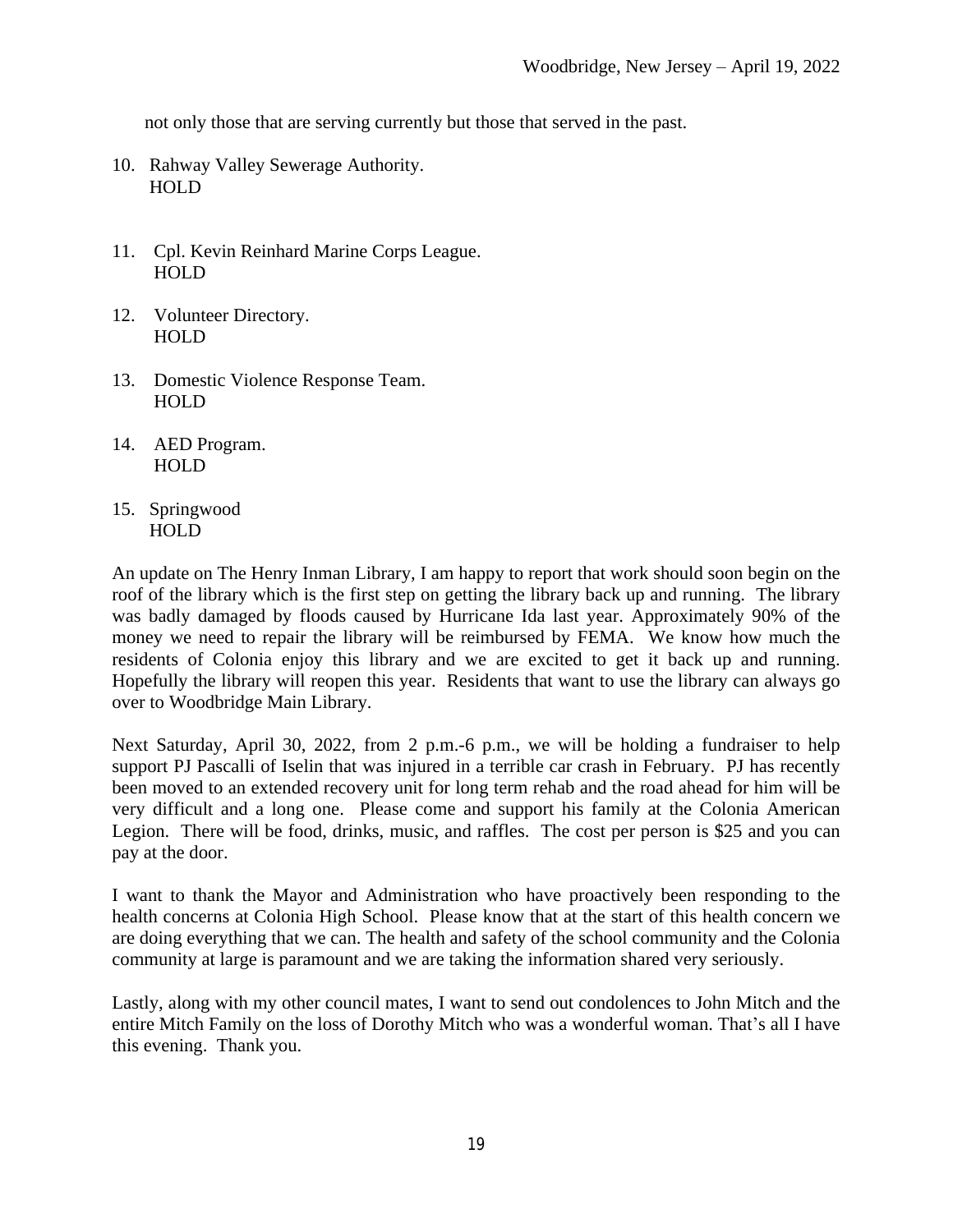not only those that are serving currently but those that served in the past.

10. Rahway Valley Sewerage Authority.
    HOLD

11. Cpl. Kevin Reinhard Marine Corps League.
    HOLD

12. Volunteer Directory.
    HOLD

13. Domestic Violence Response Team.
    HOLD

14. AED Program.
    HOLD

15. Springwood
    HOLD

An update on The Henry Inman Library, I am happy to report that work should soon begin on the roof of the library which is the first step on getting the library back up and running. The library was badly damaged by floods caused by Hurricane Ida last year. Approximately 90% of the money we need to repair the library will be reimbursed by FEMA. We know how much the residents of Colonia enjoy this library and we are excited to get it back up and running. Hopefully the library will reopen this year. Residents that want to use the library can always go over to Woodbridge Main Library.

Next Saturday, April 30, 2022, from 2 p.m.-6 p.m., we will be holding a fundraiser to help support PJ Pascalli of Iselin that was injured in a terrible car crash in February. PJ has recently been moved to an extended recovery unit for long term rehab and the road ahead for him will be very difficult and a long one. Please come and support his family at the Colonia American Legion. There will be food, drinks, music, and raffles. The cost per person is $25 and you can pay at the door.

I want to thank the Mayor and Administration who have proactively been responding to the health concerns at Colonia High School. Please know that at the start of this health concern we are doing everything that we can. The health and safety of the school community and the Colonia community at large is paramount and we are taking the information shared very seriously.

Lastly, along with my other council mates, I want to send out condolences to John Mitch and the entire Mitch Family on the loss of Dorothy Mitch who was a wonderful woman. That's all I have this evening. Thank you.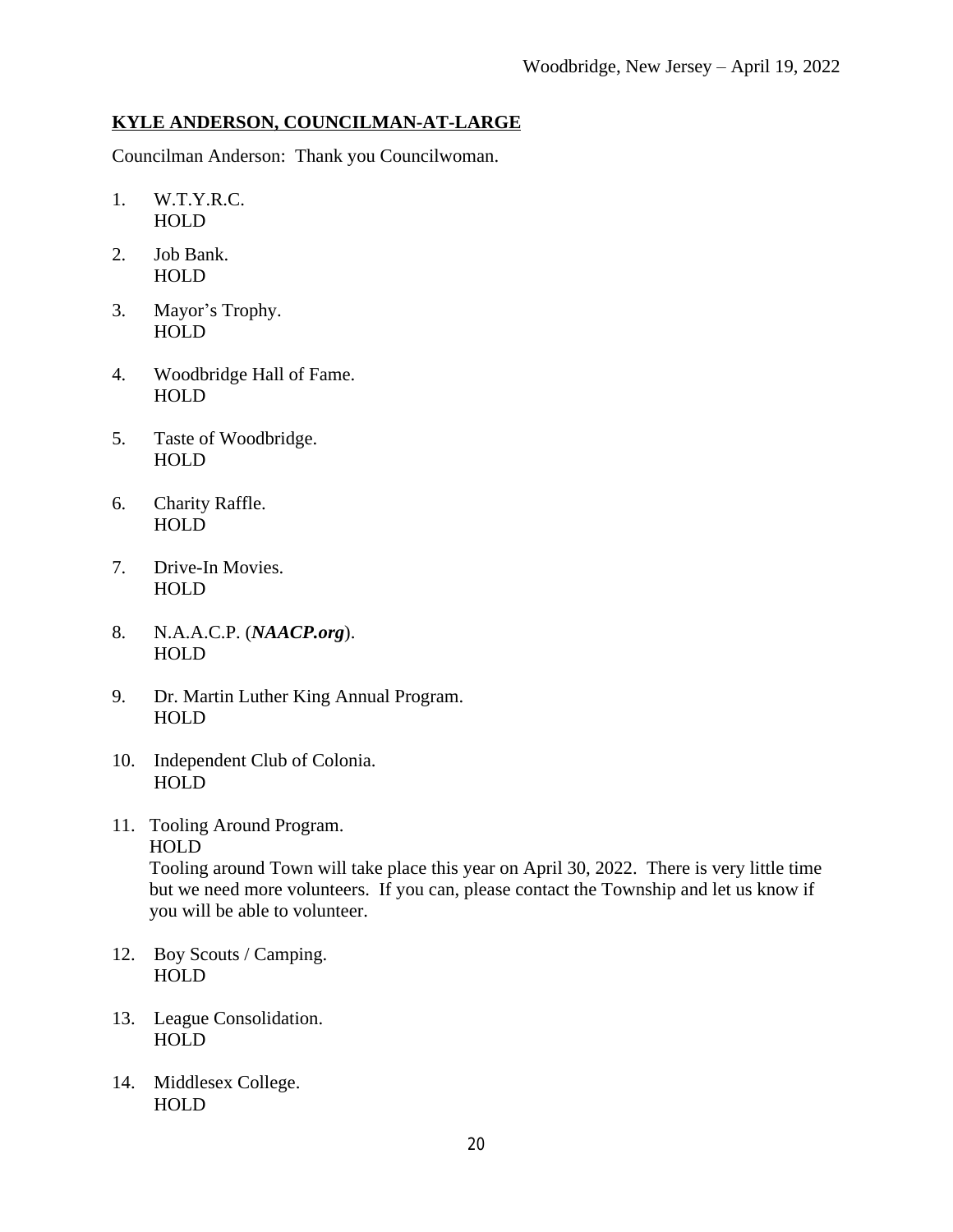## KYLE ANDERSON, COUNCILMAN-AT-LARGE

Councilman Anderson: Thank you Councilwoman.

1. W.T.Y.R.C.
   HOLD

2. Job Bank.
   HOLD

3. Mayor's Trophy.
   HOLD

4. Woodbridge Hall of Fame.
   HOLD

5. Taste of Woodbridge.
   HOLD

6. Charity Raffle.
   HOLD

7. Drive-In Movies.
   HOLD

8. N.A.A.C.P. (***NAACP.org***).
   HOLD

9. Dr. Martin Luther King Annual Program.
   HOLD

10. Independent Club of Colonia.
    HOLD

11. Tooling Around Program.
    HOLD
    Tooling around Town will take place this year on April 30, 2022. There is very little time but we need more volunteers. If you can, please contact the Township and let us know if you will be able to volunteer.

12. Boy Scouts / Camping.
    HOLD

13. League Consolidation.
    HOLD

14. Middlesex College.
    HOLD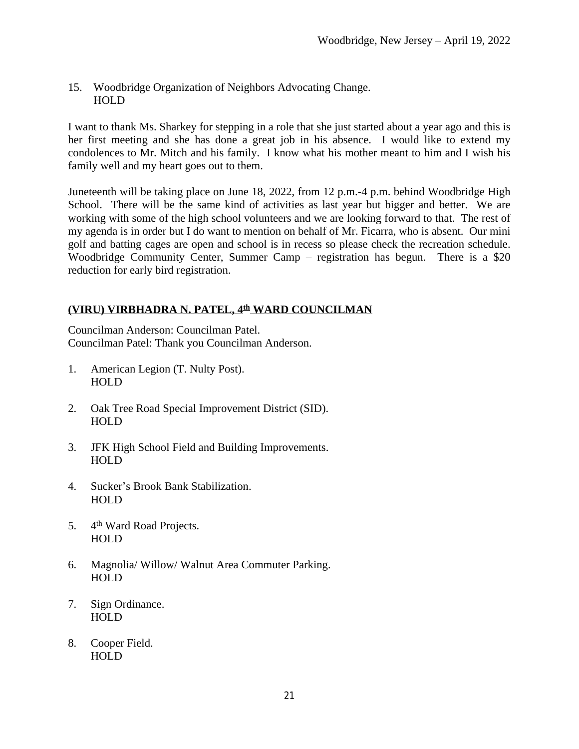15. Woodbridge Organization of Neighbors Advocating Change.
    HOLD

I want to thank Ms. Sharkey for stepping in a role that she just started about a year ago and this is her first meeting and she has done a great job in his absence. I would like to extend my condolences to Mr. Mitch and his family. I know what his mother meant to him and I wish his family well and my heart goes out to them.

Juneteenth will be taking place on June 18, 2022, from 12 p.m.-4 p.m. behind Woodbridge High School. There will be the same kind of activities as last year but bigger and better. We are working with some of the high school volunteers and we are looking forward to that. The rest of my agenda is in order but I do want to mention on behalf of Mr. Ficarra, who is absent. Our mini golf and batting cages are open and school is in recess so please check the recreation schedule. Woodbridge Community Center, Summer Camp – registration has begun. There is a $20 reduction for early bird registration.

## **(VIRU) VIRBHADRA N. PATEL, 4th WARD COUNCILMAN**

Councilman Anderson: Councilman Patel.
Councilman Patel: Thank you Councilman Anderson.

1. American Legion (T. Nulty Post).
   HOLD

2. Oak Tree Road Special Improvement District (SID).
   HOLD

3. JFK High School Field and Building Improvements.
   HOLD

4. Sucker's Brook Bank Stabilization.
   HOLD

5. 4th Ward Road Projects.
   HOLD

6. Magnolia/ Willow/ Walnut Area Commuter Parking.
   HOLD

7. Sign Ordinance.
   HOLD

8. Cooper Field.
   HOLD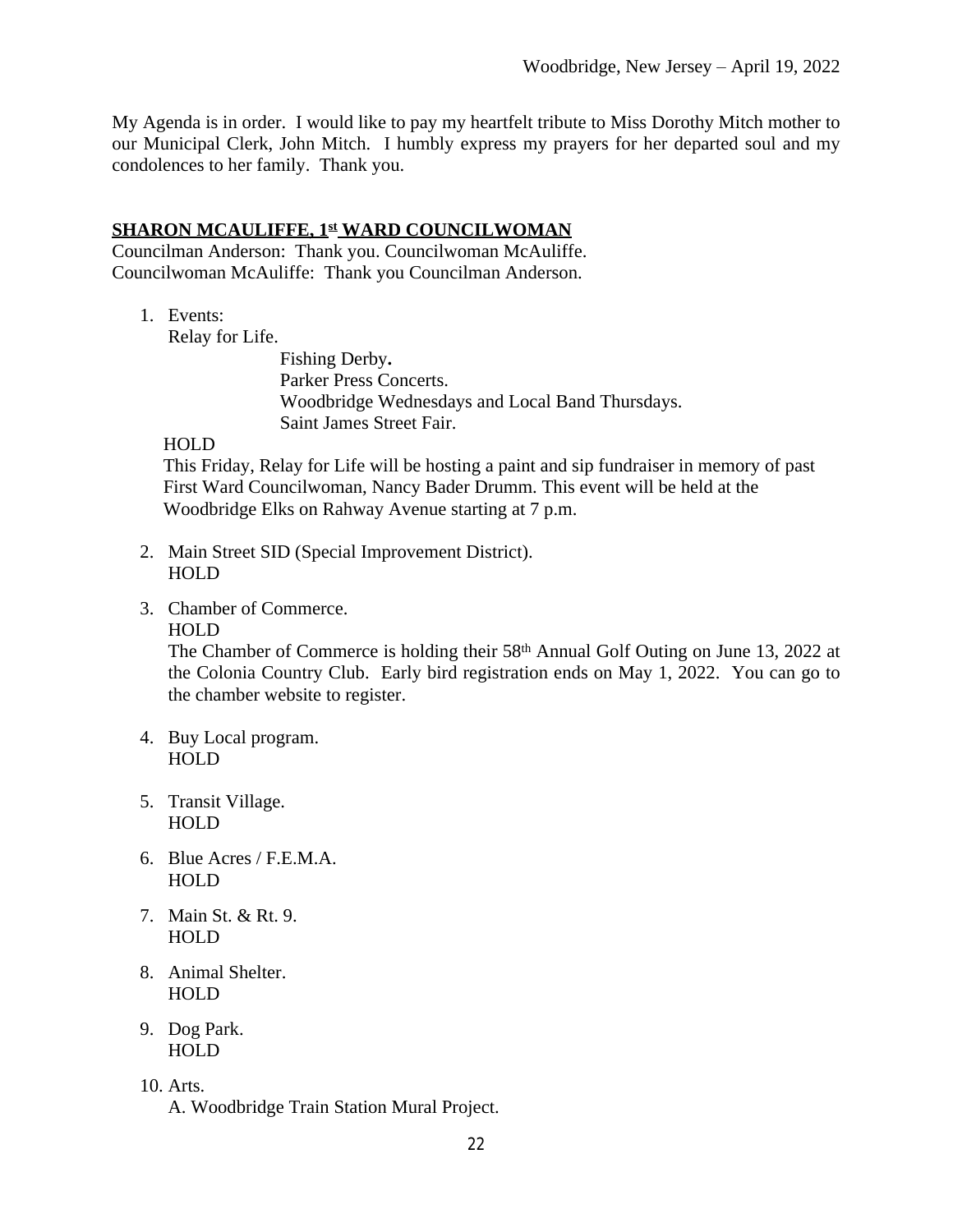My Agenda is in order. I would like to pay my heartfelt tribute to Miss Dorothy Mitch mother to our Municipal Clerk, John Mitch. I humbly express my prayers for her departed soul and my condolences to her family. Thank you.

## SHARON MCAULIFFE, 1st WARD COUNCILWOMAN

Councilman Anderson: Thank you. Councilwoman McAuliffe.
Councilwoman McAuliffe: Thank you Councilman Anderson.

1. Events:
   Relay for Life.
   Fishing Derby**.**
   Parker Press Concerts.
   Woodbridge Wednesdays and Local Band Thursdays.
   Saint James Street Fair.

   HOLD

   This Friday, Relay for Life will be hosting a paint and sip fundraiser in memory of past First Ward Councilwoman, Nancy Bader Drumm. This event will be held at the Woodbridge Elks on Rahway Avenue starting at 7 p.m.

2. Main Street SID (Special Improvement District).
   HOLD

3. Chamber of Commerce.
   HOLD
   The Chamber of Commerce is holding their 58th Annual Golf Outing on June 13, 2022 at the Colonia Country Club. Early bird registration ends on May 1, 2022. You can go to the chamber website to register.

4. Buy Local program.
   HOLD

5. Transit Village.
   HOLD

6. Blue Acres / F.E.M.A.
   HOLD

7. Main St. & Rt. 9.
   HOLD

8. Animal Shelter.
   HOLD

9. Dog Park.
   HOLD

10. Arts.
    A. Woodbridge Train Station Mural Project.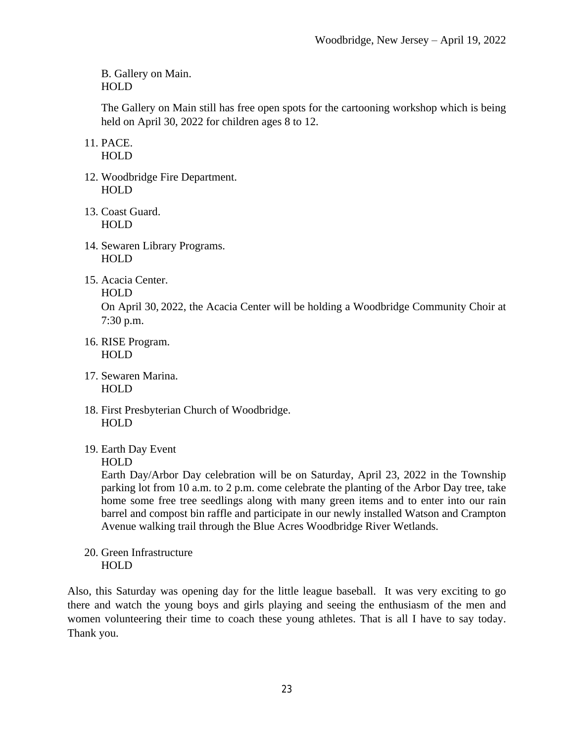B. Gallery on Main.
HOLD

The Gallery on Main still has free open spots for the cartooning workshop which is being held on April 30, 2022 for children ages 8 to 12.

11. PACE.
HOLD

12. Woodbridge Fire Department.
HOLD

13. Coast Guard.
HOLD

14. Sewaren Library Programs.
HOLD

15. Acacia Center.
HOLD
On April 30, 2022, the Acacia Center will be holding a Woodbridge Community Choir at 7:30 p.m.

16. RISE Program.
HOLD

17. Sewaren Marina.
HOLD

18. First Presbyterian Church of Woodbridge.
HOLD

19. Earth Day Event
HOLD
Earth Day/Arbor Day celebration will be on Saturday, April 23, 2022 in the Township parking lot from 10 a.m. to 2 p.m. come celebrate the planting of the Arbor Day tree, take home some free tree seedlings along with many green items and to enter into our rain barrel and compost bin raffle and participate in our newly installed Watson and Crampton Avenue walking trail through the Blue Acres Woodbridge River Wetlands.

20. Green Infrastructure
HOLD

Also, this Saturday was opening day for the little league baseball. It was very exciting to go there and watch the young boys and girls playing and seeing the enthusiasm of the men and women volunteering their time to coach these young athletes. That is all I have to say today. Thank you.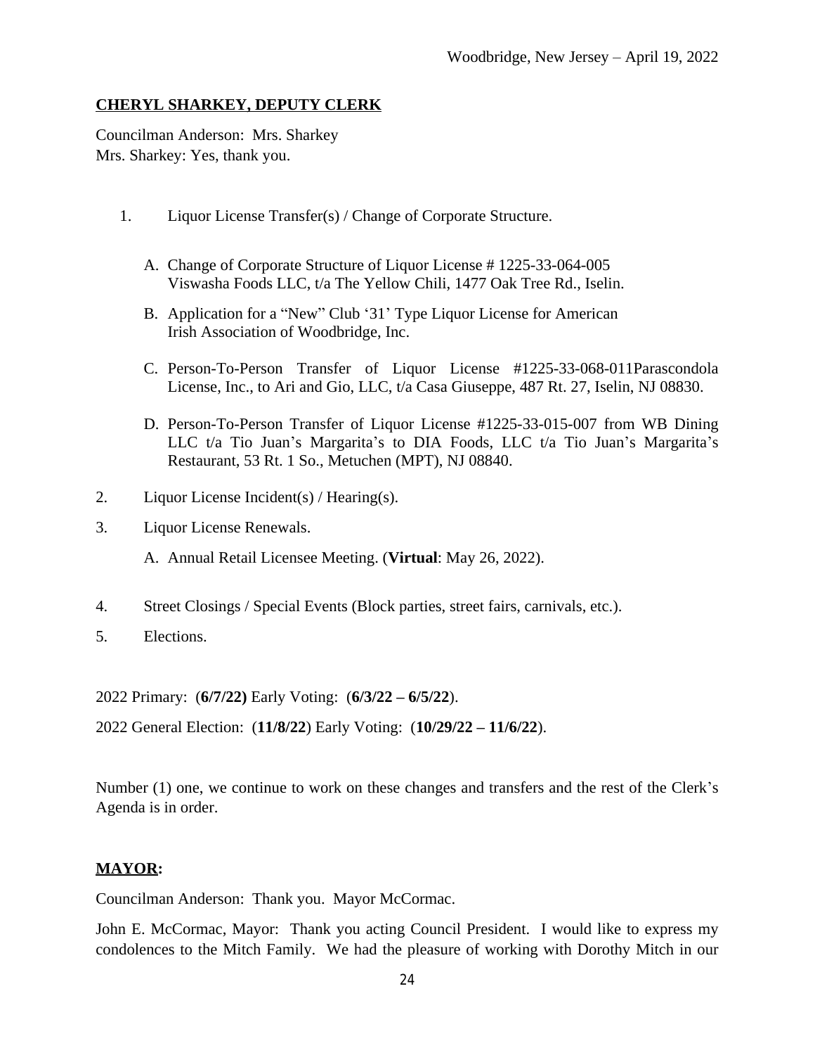**CHERYL SHARKEY, DEPUTY CLERK**

Councilman Anderson: Mrs. Sharkey
Mrs. Sharkey: Yes, thank you.

1. Liquor License Transfer(s) / Change of Corporate Structure.

   A. Change of Corporate Structure of Liquor License # 1225-33-064-005 Viswasha Foods LLC, t/a The Yellow Chili, 1477 Oak Tree Rd., Iselin.

   B. Application for a "New" Club '31' Type Liquor License for American Irish Association of Woodbridge, Inc.

   C. Person-To-Person Transfer of Liquor License #1225-33-068-011Parascondola License, Inc., to Ari and Gio, LLC, t/a Casa Giuseppe, 487 Rt. 27, Iselin, NJ 08830.

   D. Person-To-Person Transfer of Liquor License #1225-33-015-007 from WB Dining LLC t/a Tio Juan's Margarita's to DIA Foods, LLC t/a Tio Juan's Margarita's Restaurant, 53 Rt. 1 So., Metuchen (MPT), NJ 08840.

2. Liquor License Incident(s) / Hearing(s).

3. Liquor License Renewals.

   A. Annual Retail Licensee Meeting. (**Virtual**: May 26, 2022).

4. Street Closings / Special Events (Block parties, street fairs, carnivals, etc.).

5. Elections.

2022 Primary: (**6/7/22)** Early Voting: (**6/3/22 – 6/5/22**).

2022 General Election: (**11/8/22**) Early Voting: (**10/29/22 – 11/6/22**).

Number (1) one, we continue to work on these changes and transfers and the rest of the Clerk's Agenda is in order.

**MAYOR:**

Councilman Anderson: Thank you. Mayor McCormac.

John E. McCormac, Mayor: Thank you acting Council President. I would like to express my condolences to the Mitch Family. We had the pleasure of working with Dorothy Mitch in our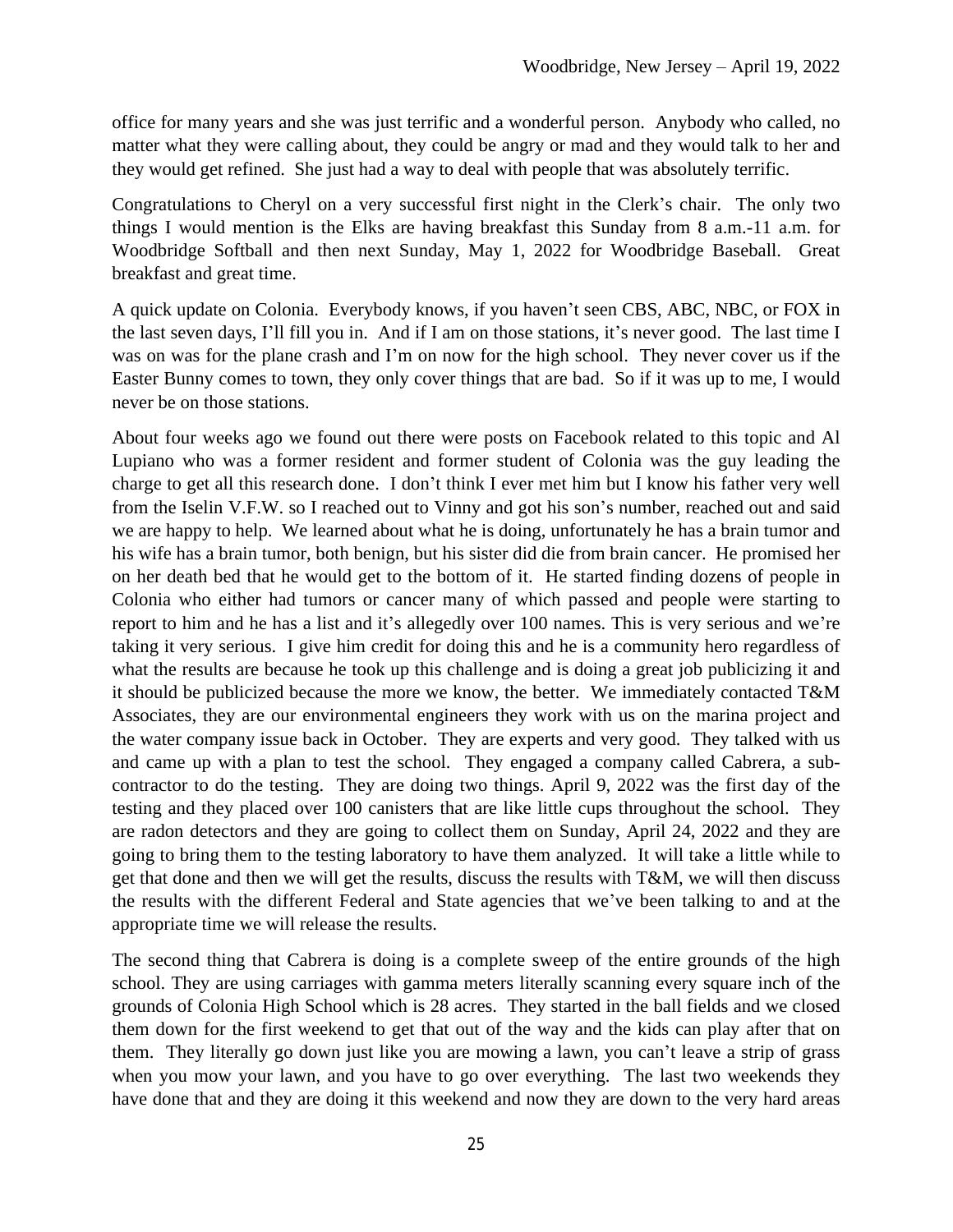office for many years and she was just terrific and a wonderful person. Anybody who called, no matter what they were calling about, they could be angry or mad and they would talk to her and they would get refined. She just had a way to deal with people that was absolutely terrific.

Congratulations to Cheryl on a very successful first night in the Clerk's chair. The only two things I would mention is the Elks are having breakfast this Sunday from 8 a.m.-11 a.m. for Woodbridge Softball and then next Sunday, May 1, 2022 for Woodbridge Baseball. Great breakfast and great time.

A quick update on Colonia. Everybody knows, if you haven't seen CBS, ABC, NBC, or FOX in the last seven days, I'll fill you in. And if I am on those stations, it's never good. The last time I was on was for the plane crash and I'm on now for the high school. They never cover us if the Easter Bunny comes to town, they only cover things that are bad. So if it was up to me, I would never be on those stations.

About four weeks ago we found out there were posts on Facebook related to this topic and Al Lupiano who was a former resident and former student of Colonia was the guy leading the charge to get all this research done. I don't think I ever met him but I know his father very well from the Iselin V.F.W. so I reached out to Vinny and got his son's number, reached out and said we are happy to help. We learned about what he is doing, unfortunately he has a brain tumor and his wife has a brain tumor, both benign, but his sister did die from brain cancer. He promised her on her death bed that he would get to the bottom of it. He started finding dozens of people in Colonia who either had tumors or cancer many of which passed and people were starting to report to him and he has a list and it's allegedly over 100 names. This is very serious and we're taking it very serious. I give him credit for doing this and he is a community hero regardless of what the results are because he took up this challenge and is doing a great job publicizing it and it should be publicized because the more we know, the better. We immediately contacted T&M Associates, they are our environmental engineers they work with us on the marina project and the water company issue back in October. They are experts and very good. They talked with us and came up with a plan to test the school. They engaged a company called Cabrera, a sub-contractor to do the testing. They are doing two things. April 9, 2022 was the first day of the testing and they placed over 100 canisters that are like little cups throughout the school. They are radon detectors and they are going to collect them on Sunday, April 24, 2022 and they are going to bring them to the testing laboratory to have them analyzed. It will take a little while to get that done and then we will get the results, discuss the results with T&M, we will then discuss the results with the different Federal and State agencies that we've been talking to and at the appropriate time we will release the results.

The second thing that Cabrera is doing is a complete sweep of the entire grounds of the high school. They are using carriages with gamma meters literally scanning every square inch of the grounds of Colonia High School which is 28 acres. They started in the ball fields and we closed them down for the first weekend to get that out of the way and the kids can play after that on them. They literally go down just like you are mowing a lawn, you can't leave a strip of grass when you mow your lawn, and you have to go over everything. The last two weekends they have done that and they are doing it this weekend and now they are down to the very hard areas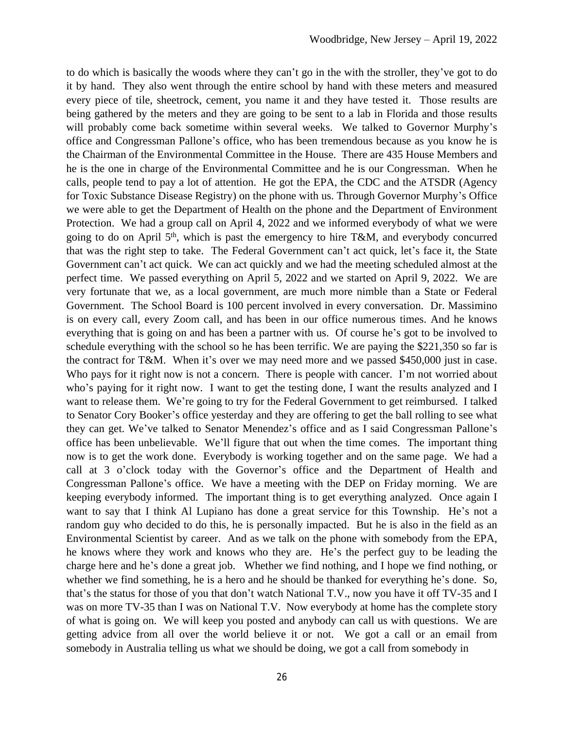to do which is basically the woods where they can't go in the with the stroller, they've got to do it by hand. They also went through the entire school by hand with these meters and measured every piece of tile, sheetrock, cement, you name it and they have tested it. Those results are being gathered by the meters and they are going to be sent to a lab in Florida and those results will probably come back sometime within several weeks. We talked to Governor Murphy's office and Congressman Pallone's office, who has been tremendous because as you know he is the Chairman of the Environmental Committee in the House. There are 435 House Members and he is the one in charge of the Environmental Committee and he is our Congressman. When he calls, people tend to pay a lot of attention. He got the EPA, the CDC and the ATSDR (Agency for Toxic Substance Disease Registry) on the phone with us. Through Governor Murphy's Office we were able to get the Department of Health on the phone and the Department of Environment Protection. We had a group call on April 4, 2022 and we informed everybody of what we were going to do on April 5th, which is past the emergency to hire T&M, and everybody concurred that was the right step to take. The Federal Government can't act quick, let's face it, the State Government can't act quick. We can act quickly and we had the meeting scheduled almost at the perfect time. We passed everything on April 5, 2022 and we started on April 9, 2022. We are very fortunate that we, as a local government, are much more nimble than a State or Federal Government. The School Board is 100 percent involved in every conversation. Dr. Massimino is on every call, every Zoom call, and has been in our office numerous times. And he knows everything that is going on and has been a partner with us. Of course he's got to be involved to schedule everything with the school so he has been terrific. We are paying the $221,350 so far is the contract for T&M. When it's over we may need more and we passed $450,000 just in case. Who pays for it right now is not a concern. There is people with cancer. I'm not worried about who's paying for it right now. I want to get the testing done, I want the results analyzed and I want to release them. We're going to try for the Federal Government to get reimbursed. I talked to Senator Cory Booker's office yesterday and they are offering to get the ball rolling to see what they can get. We've talked to Senator Menendez's office and as I said Congressman Pallone's office has been unbelievable. We'll figure that out when the time comes. The important thing now is to get the work done. Everybody is working together and on the same page. We had a call at 3 o'clock today with the Governor's office and the Department of Health and Congressman Pallone's office. We have a meeting with the DEP on Friday morning. We are keeping everybody informed. The important thing is to get everything analyzed. Once again I want to say that I think Al Lupiano has done a great service for this Township. He's not a random guy who decided to do this, he is personally impacted. But he is also in the field as an Environmental Scientist by career. And as we talk on the phone with somebody from the EPA, he knows where they work and knows who they are. He's the perfect guy to be leading the charge here and he's done a great job. Whether we find nothing, and I hope we find nothing, or whether we find something, he is a hero and he should be thanked for everything he's done. So, that's the status for those of you that don't watch National T.V., now you have it off TV-35 and I was on more TV-35 than I was on National T.V. Now everybody at home has the complete story of what is going on. We will keep you posted and anybody can call us with questions. We are getting advice from all over the world believe it or not. We got a call or an email from somebody in Australia telling us what we should be doing, we got a call from somebody in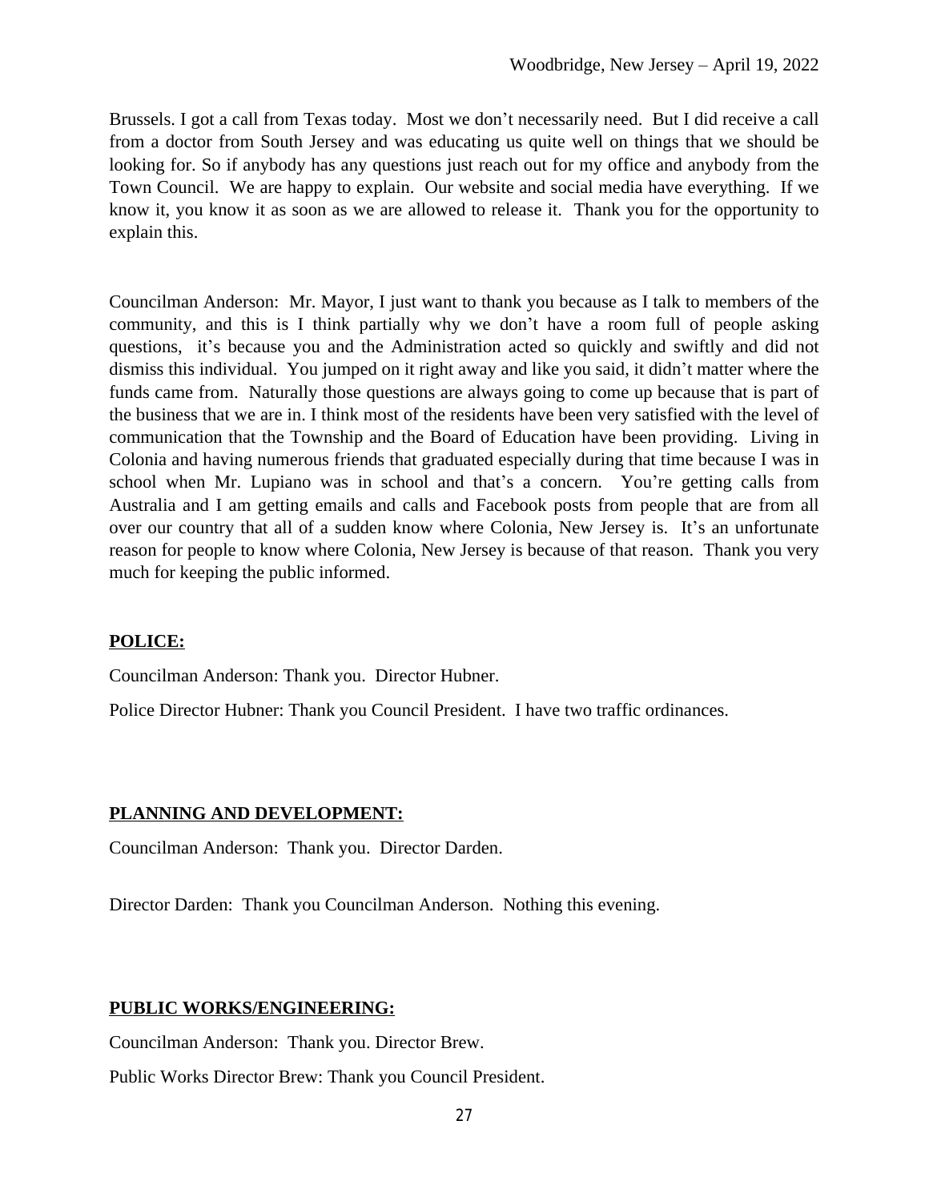Brussels. I got a call from Texas today. Most we don't necessarily need. But I did receive a call from a doctor from South Jersey and was educating us quite well on things that we should be looking for. So if anybody has any questions just reach out for my office and anybody from the Town Council. We are happy to explain. Our website and social media have everything. If we know it, you know it as soon as we are allowed to release it. Thank you for the opportunity to explain this.

Councilman Anderson: Mr. Mayor, I just want to thank you because as I talk to members of the community, and this is I think partially why we don't have a room full of people asking questions, it's because you and the Administration acted so quickly and swiftly and did not dismiss this individual. You jumped on it right away and like you said, it didn't matter where the funds came from. Naturally those questions are always going to come up because that is part of the business that we are in. I think most of the residents have been very satisfied with the level of communication that the Township and the Board of Education have been providing. Living in Colonia and having numerous friends that graduated especially during that time because I was in school when Mr. Lupiano was in school and that's a concern. You're getting calls from Australia and I am getting emails and calls and Facebook posts from people that are from all over our country that all of a sudden know where Colonia, New Jersey is. It's an unfortunate reason for people to know where Colonia, New Jersey is because of that reason. Thank you very much for keeping the public informed.

**POLICE:**

Councilman Anderson: Thank you. Director Hubner.

Police Director Hubner: Thank you Council President. I have two traffic ordinances.

**PLANNING AND DEVELOPMENT:**

Councilman Anderson: Thank you. Director Darden.

Director Darden: Thank you Councilman Anderson. Nothing this evening.

**PUBLIC WORKS/ENGINEERING:**

Councilman Anderson: Thank you. Director Brew.

Public Works Director Brew: Thank you Council President.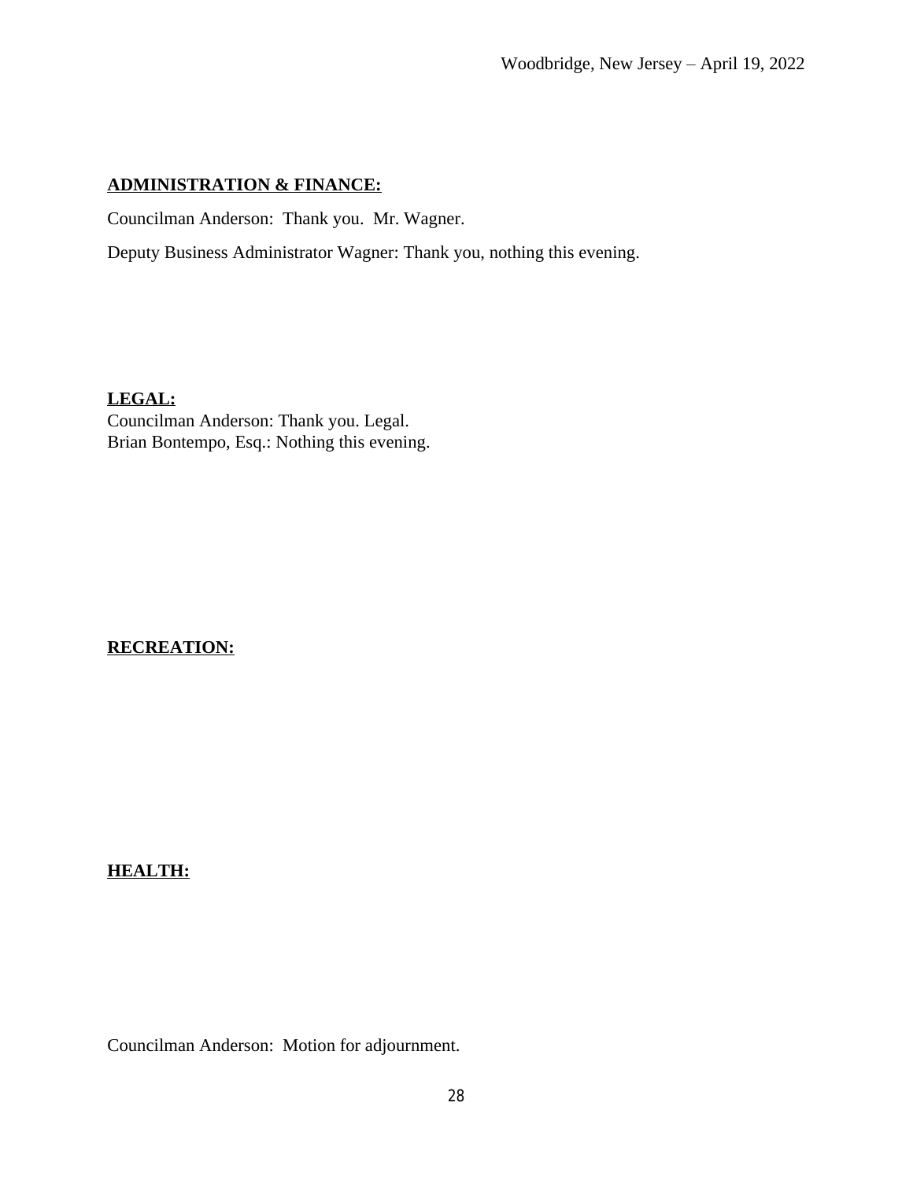**ADMINISTRATION & FINANCE:**

Councilman Anderson: Thank you. Mr. Wagner.

Deputy Business Administrator Wagner: Thank you, nothing this evening.

**LEGAL:**

Councilman Anderson: Thank you. Legal.
Brian Bontempo, Esq.: Nothing this evening.

**RECREATION:**

**HEALTH:**

Councilman Anderson: Motion for adjournment.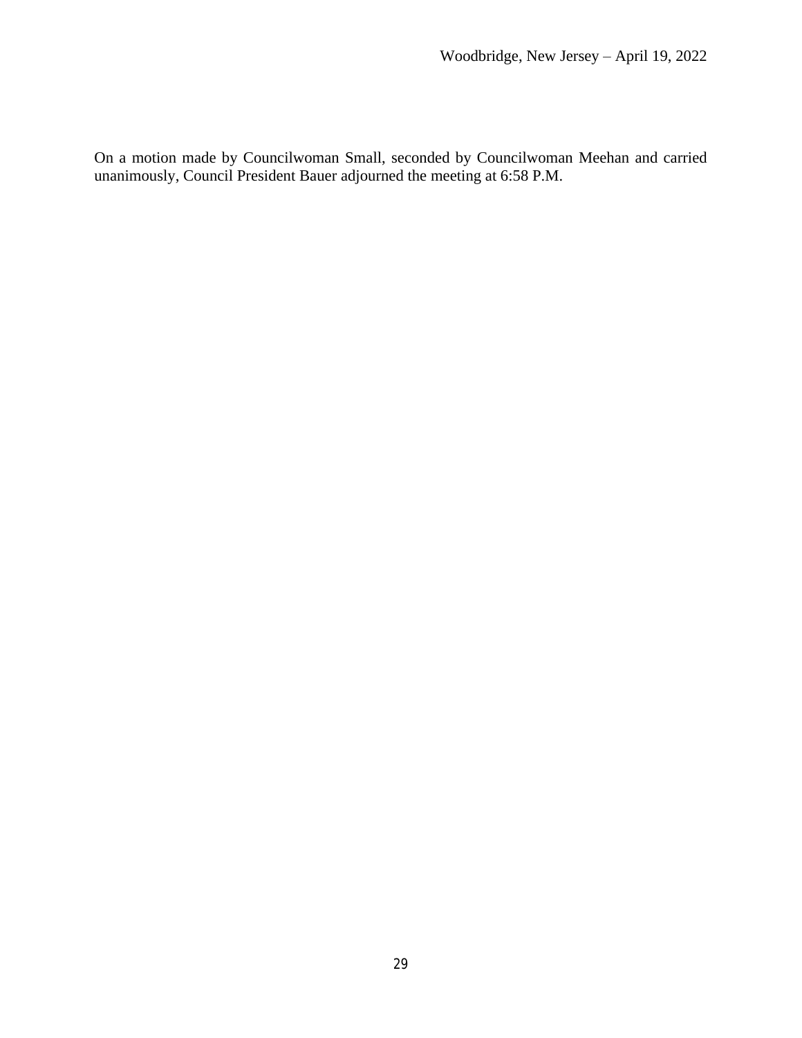On a motion made by Councilwoman Small, seconded by Councilwoman Meehan and carried unanimously, Council President Bauer adjourned the meeting at 6:58 P.M.